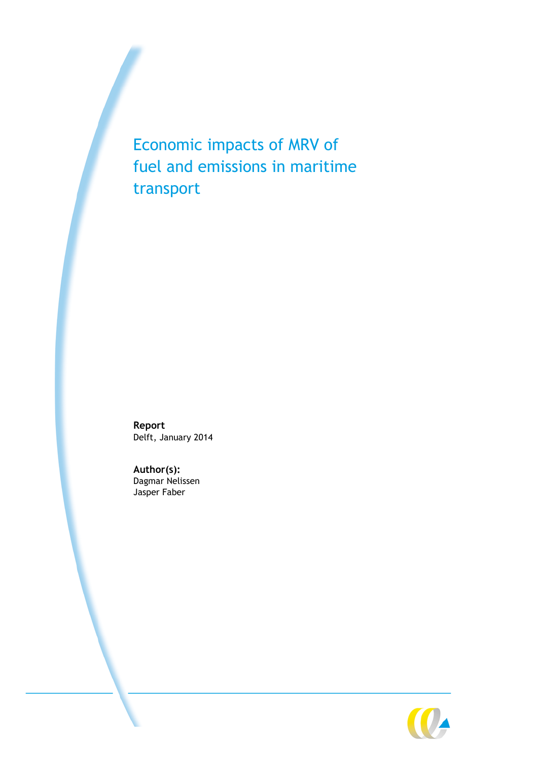# Economic impacts of MRV of fuel and emissions in maritime transport

**Report**
Delft, January 2014

**Author(s):**
Dagmar Nelissen
Jasper Faber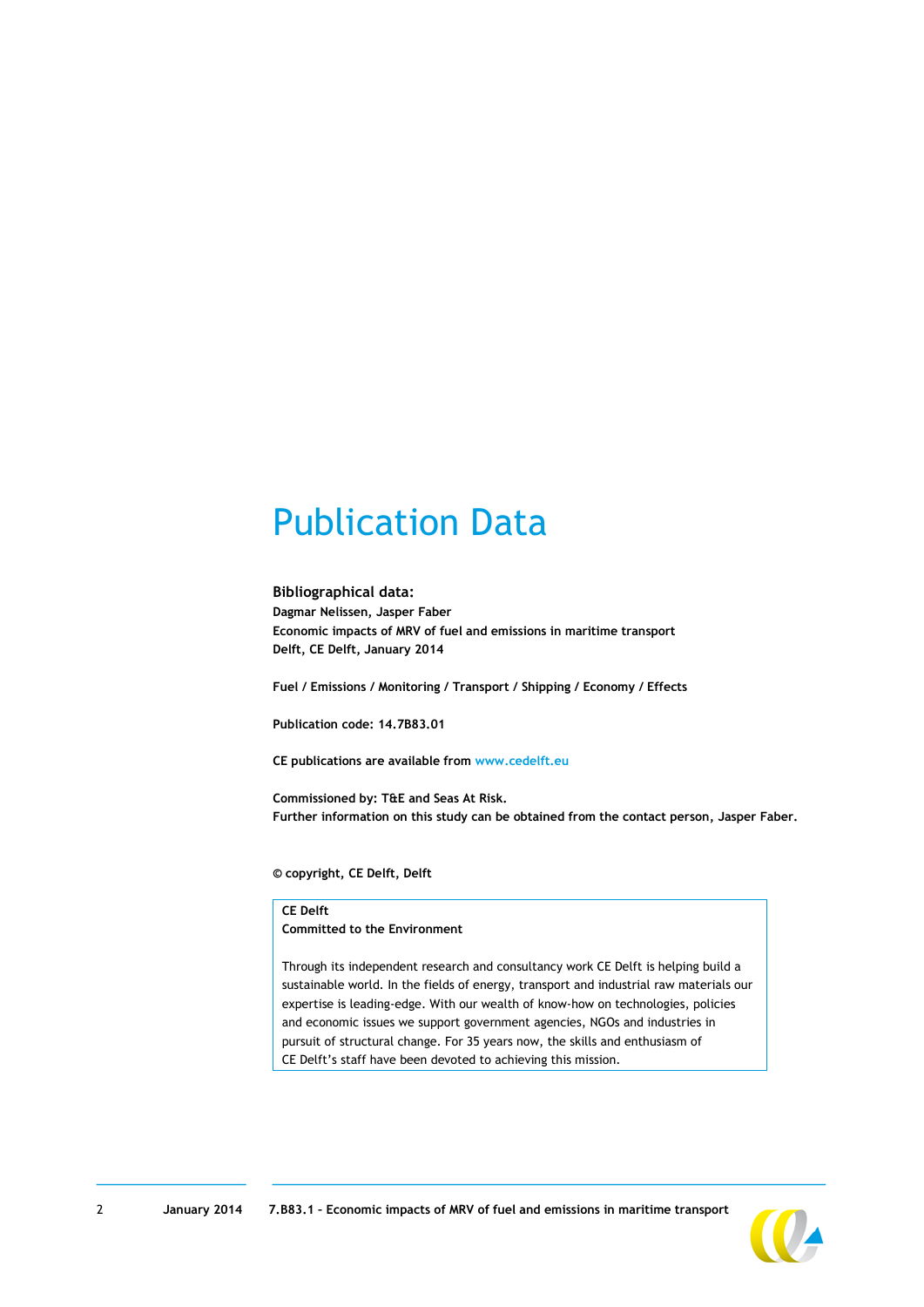# Publication Data

**Bibliographical data:**
**Dagmar Nelissen, Jasper Faber**
**Economic impacts of MRV of fuel and emissions in maritime transport**
**Delft, CE Delft, January 2014**

**Fuel / Emissions / Monitoring / Transport / Shipping / Economy / Effects**

**Publication code: 14.7B83.01**

**CE publications are available from www.cedelft.eu**

**Commissioned by: T&E and Seas At Risk.**
**Further information on this study can be obtained from the contact person, Jasper Faber.**

**© copyright, CE Delft, Delft**

**CE Delft**
**Committed to the Environment**

Through its independent research and consultancy work CE Delft is helping build a sustainable world. In the fields of energy, transport and industrial raw materials our expertise is leading-edge. With our wealth of know-how on technologies, policies and economic issues we support government agencies, NGOs and industries in pursuit of structural change. For 35 years now, the skills and enthusiasm of CE Delft's staff have been devoted to achieving this mission.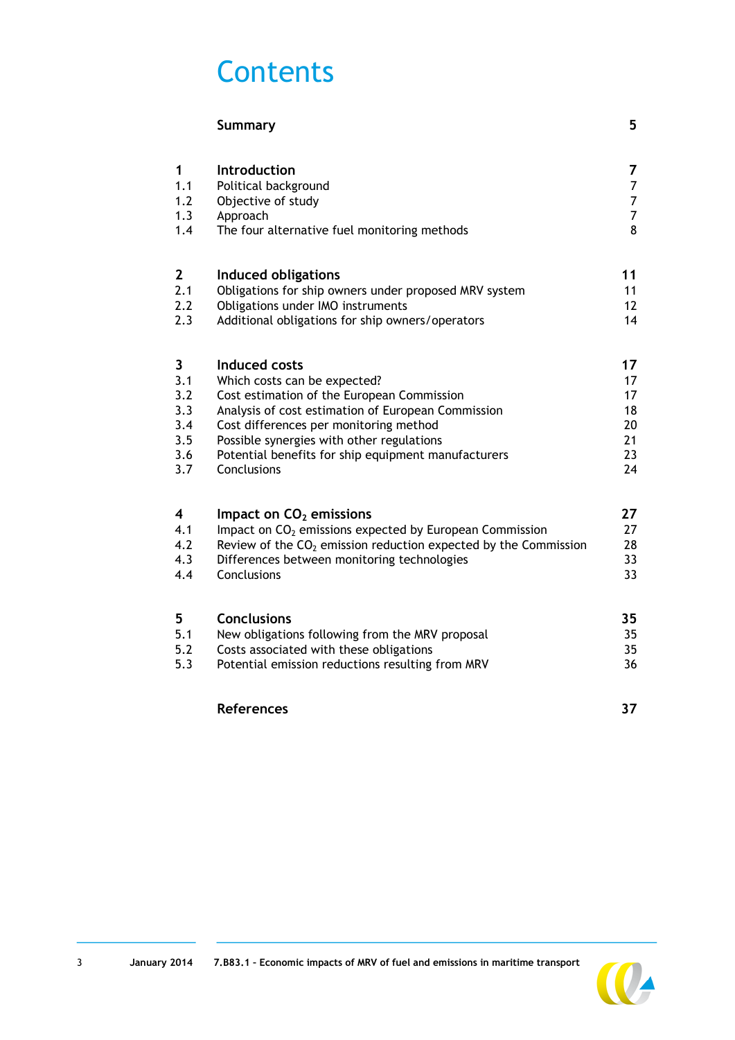# Contents

| | | |
|---|---|---|
| | **Summary** | **5** |
| **1** | **Introduction** | **7** |
| 1.1 | Political background | 7 |
| 1.2 | Objective of study | 7 |
| 1.3 | Approach | 7 |
| 1.4 | The four alternative fuel monitoring methods | 8 |
| **2** | **Induced obligations** | **11** |
| 2.1 | Obligations for ship owners under proposed MRV system | 11 |
| 2.2 | Obligations under IMO instruments | 12 |
| 2.3 | Additional obligations for ship owners/operators | 14 |
| **3** | **Induced costs** | **17** |
| 3.1 | Which costs can be expected? | 17 |
| 3.2 | Cost estimation of the European Commission | 17 |
| 3.3 | Analysis of cost estimation of European Commission | 18 |
| 3.4 | Cost differences per monitoring method | 20 |
| 3.5 | Possible synergies with other regulations | 21 |
| 3.6 | Potential benefits for ship equipment manufacturers | 23 |
| 3.7 | Conclusions | 24 |
| **4** | **Impact on $CO_2$ emissions** | **27** |
| 4.1 | Impact on $CO_2$ emissions expected by European Commission | 27 |
| 4.2 | Review of the $CO_2$ emission reduction expected by the Commission | 28 |
| 4.3 | Differences between monitoring technologies | 33 |
| 4.4 | Conclusions | 33 |
| **5** | **Conclusions** | **35** |
| 5.1 | New obligations following from the MRV proposal | 35 |
| 5.2 | Costs associated with these obligations | 35 |
| 5.3 | Potential emission reductions resulting from MRV | 36 |
| | **References** | **37** |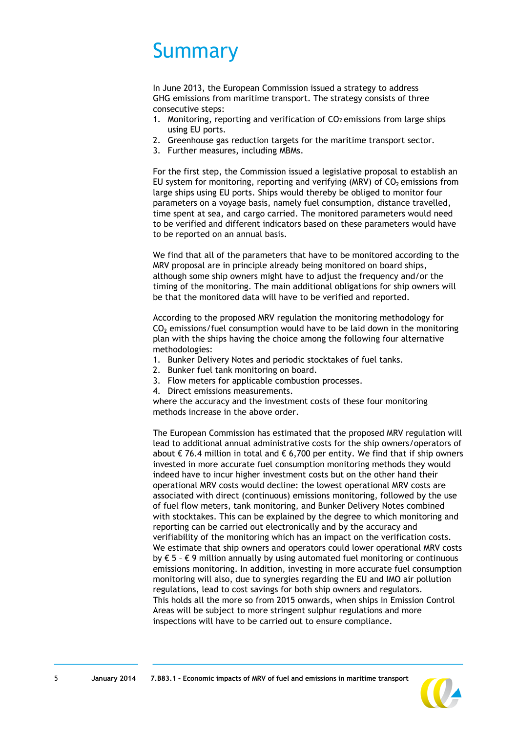# Summary

In June 2013, the European Commission issued a strategy to address GHG emissions from maritime transport. The strategy consists of three consecutive steps:

1. Monitoring, reporting and verification of $CO_2$ emissions from large ships using EU ports.
2. Greenhouse gas reduction targets for the maritime transport sector.
3. Further measures, including MBMs.

For the first step, the Commission issued a legislative proposal to establish an EU system for monitoring, reporting and verifying (MRV) of $CO_2$ emissions from large ships using EU ports. Ships would thereby be obliged to monitor four parameters on a voyage basis, namely fuel consumption, distance travelled, time spent at sea, and cargo carried. The monitored parameters would need to be verified and different indicators based on these parameters would have to be reported on an annual basis.

We find that all of the parameters that have to be monitored according to the MRV proposal are in principle already being monitored on board ships, although some ship owners might have to adjust the frequency and/or the timing of the monitoring. The main additional obligations for ship owners will be that the monitored data will have to be verified and reported.

According to the proposed MRV regulation the monitoring methodology for $CO_2$ emissions/fuel consumption would have to be laid down in the monitoring plan with the ships having the choice among the following four alternative methodologies:

1. Bunker Delivery Notes and periodic stocktakes of fuel tanks.
2. Bunker fuel tank monitoring on board.
3. Flow meters for applicable combustion processes.
4. Direct emissions measurements.

where the accuracy and the investment costs of these four monitoring methods increase in the above order.

The European Commission has estimated that the proposed MRV regulation will lead to additional annual administrative costs for the ship owners/operators of about € 76.4 million in total and € 6,700 per entity. We find that if ship owners invested in more accurate fuel consumption monitoring methods they would indeed have to incur higher investment costs but on the other hand their operational MRV costs would decline: the lowest operational MRV costs are associated with direct (continuous) emissions monitoring, followed by the use of fuel flow meters, tank monitoring, and Bunker Delivery Notes combined with stocktakes. This can be explained by the degree to which monitoring and reporting can be carried out electronically and by the accuracy and verifiability of the monitoring which has an impact on the verification costs. We estimate that ship owners and operators could lower operational MRV costs by € 5 – € 9 million annually by using automated fuel monitoring or continuous emissions monitoring. In addition, investing in more accurate fuel consumption monitoring will also, due to synergies regarding the EU and IMO air pollution regulations, lead to cost savings for both ship owners and regulators. This holds all the more so from 2015 onwards, when ships in Emission Control Areas will be subject to more stringent sulphur regulations and more inspections will have to be carried out to ensure compliance.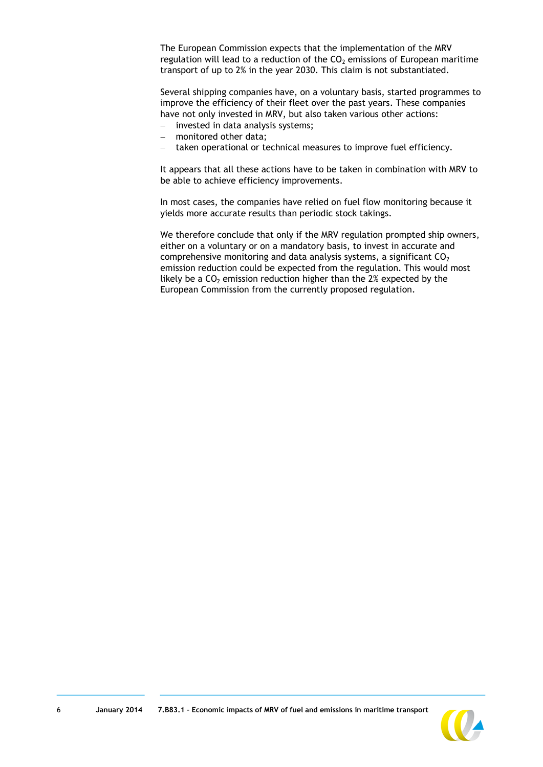The European Commission expects that the implementation of the MRV regulation will lead to a reduction of the $CO_2$ emissions of European maritime transport of up to 2% in the year 2030. This claim is not substantiated.

Several shipping companies have, on a voluntary basis, started programmes to improve the efficiency of their fleet over the past years. These companies have not only invested in MRV, but also taken various other actions:

- invested in data analysis systems;
- monitored other data;
- taken operational or technical measures to improve fuel efficiency.

It appears that all these actions have to be taken in combination with MRV to be able to achieve efficiency improvements.

In most cases, the companies have relied on fuel flow monitoring because it yields more accurate results than periodic stock takings.

We therefore conclude that only if the MRV regulation prompted ship owners, either on a voluntary or on a mandatory basis, to invest in accurate and comprehensive monitoring and data analysis systems, a significant $CO_2$ emission reduction could be expected from the regulation. This would most likely be a $CO_2$ emission reduction higher than the 2% expected by the European Commission from the currently proposed regulation.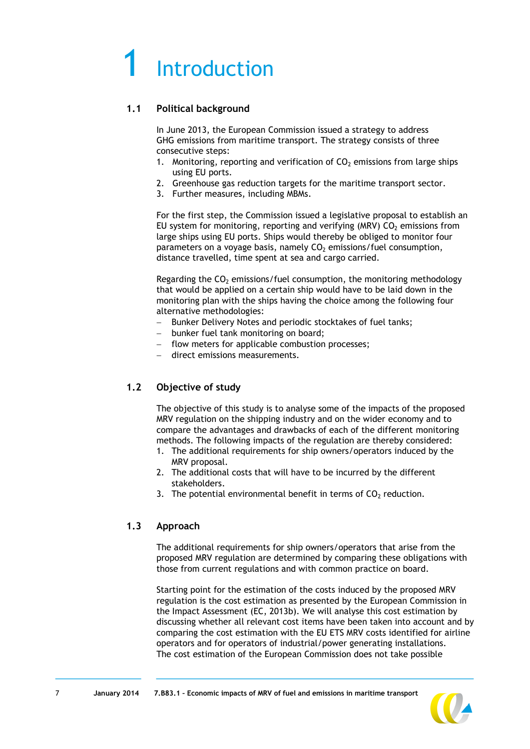# 1 Introduction

## 1.1 Political background

In June 2013, the European Commission issued a strategy to address GHG emissions from maritime transport. The strategy consists of three consecutive steps:

1. Monitoring, reporting and verification of $CO_2$ emissions from large ships using EU ports.
2. Greenhouse gas reduction targets for the maritime transport sector.
3. Further measures, including MBMs.

For the first step, the Commission issued a legislative proposal to establish an EU system for monitoring, reporting and verifying (MRV) $CO_2$ emissions from large ships using EU ports. Ships would thereby be obliged to monitor four parameters on a voyage basis, namely $CO_2$ emissions/fuel consumption, distance travelled, time spent at sea and cargo carried.

Regarding the $CO_2$ emissions/fuel consumption, the monitoring methodology that would be applied on a certain ship would have to be laid down in the monitoring plan with the ships having the choice among the following four alternative methodologies:

- Bunker Delivery Notes and periodic stocktakes of fuel tanks;
- bunker fuel tank monitoring on board;
- flow meters for applicable combustion processes;
- direct emissions measurements.

## 1.2 Objective of study

The objective of this study is to analyse some of the impacts of the proposed MRV regulation on the shipping industry and on the wider economy and to compare the advantages and drawbacks of each of the different monitoring methods. The following impacts of the regulation are thereby considered:

1. The additional requirements for ship owners/operators induced by the MRV proposal.
2. The additional costs that will have to be incurred by the different stakeholders.
3. The potential environmental benefit in terms of $CO_2$ reduction.

## 1.3 Approach

The additional requirements for ship owners/operators that arise from the proposed MRV regulation are determined by comparing these obligations with those from current regulations and with common practice on board.

Starting point for the estimation of the costs induced by the proposed MRV regulation is the cost estimation as presented by the European Commission in the Impact Assessment (EC, 2013b). We will analyse this cost estimation by discussing whether all relevant cost items have been taken into account and by comparing the cost estimation with the EU ETS MRV costs identified for airline operators and for operators of industrial/power generating installations. The cost estimation of the European Commission does not take possible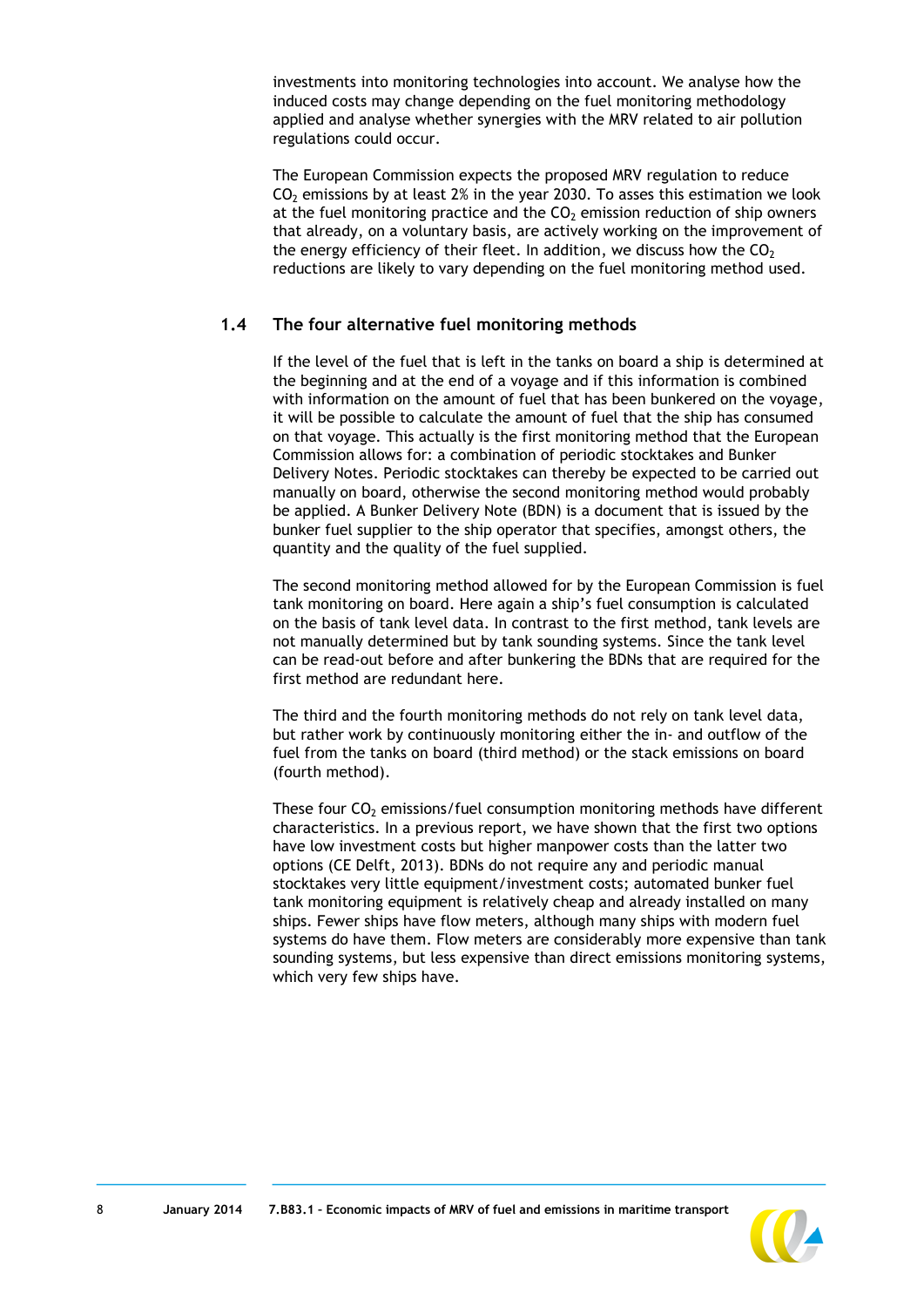investments into monitoring technologies into account. We analyse how the induced costs may change depending on the fuel monitoring methodology applied and analyse whether synergies with the MRV related to air pollution regulations could occur.

The European Commission expects the proposed MRV regulation to reduce $CO_2$ emissions by at least 2% in the year 2030. To asses this estimation we look at the fuel monitoring practice and the $CO_2$ emission reduction of ship owners that already, on a voluntary basis, are actively working on the improvement of the energy efficiency of their fleet. In addition, we discuss how the $CO_2$ reductions are likely to vary depending on the fuel monitoring method used.

## 1.4 The four alternative fuel monitoring methods

If the level of the fuel that is left in the tanks on board a ship is determined at the beginning and at the end of a voyage and if this information is combined with information on the amount of fuel that has been bunkered on the voyage, it will be possible to calculate the amount of fuel that the ship has consumed on that voyage. This actually is the first monitoring method that the European Commission allows for: a combination of periodic stocktakes and Bunker Delivery Notes. Periodic stocktakes can thereby be expected to be carried out manually on board, otherwise the second monitoring method would probably be applied. A Bunker Delivery Note (BDN) is a document that is issued by the bunker fuel supplier to the ship operator that specifies, amongst others, the quantity and the quality of the fuel supplied.

The second monitoring method allowed for by the European Commission is fuel tank monitoring on board. Here again a ship's fuel consumption is calculated on the basis of tank level data. In contrast to the first method, tank levels are not manually determined but by tank sounding systems. Since the tank level can be read-out before and after bunkering the BDNs that are required for the first method are redundant here.

The third and the fourth monitoring methods do not rely on tank level data, but rather work by continuously monitoring either the in- and outflow of the fuel from the tanks on board (third method) or the stack emissions on board (fourth method).

These four $CO_2$ emissions/fuel consumption monitoring methods have different characteristics. In a previous report, we have shown that the first two options have low investment costs but higher manpower costs than the latter two options (CE Delft, 2013). BDNs do not require any and periodic manual stocktakes very little equipment/investment costs; automated bunker fuel tank monitoring equipment is relatively cheap and already installed on many ships. Fewer ships have flow meters, although many ships with modern fuel systems do have them. Flow meters are considerably more expensive than tank sounding systems, but less expensive than direct emissions monitoring systems, which very few ships have.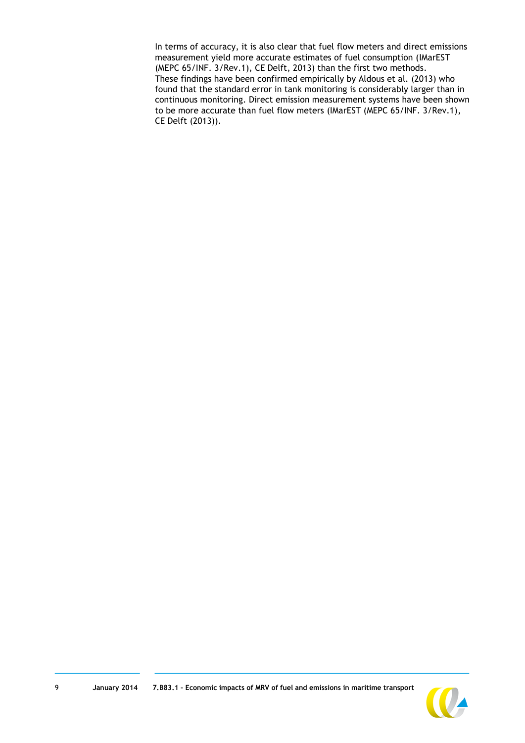In terms of accuracy, it is also clear that fuel flow meters and direct emissions measurement yield more accurate estimates of fuel consumption (IMarEST (MEPC 65/INF. 3/Rev.1), CE Delft, 2013) than the first two methods. These findings have been confirmed empirically by Aldous et al. (2013) who found that the standard error in tank monitoring is considerably larger than in continuous monitoring. Direct emission measurement systems have been shown to be more accurate than fuel flow meters (IMarEST (MEPC 65/INF. 3/Rev.1), CE Delft (2013)).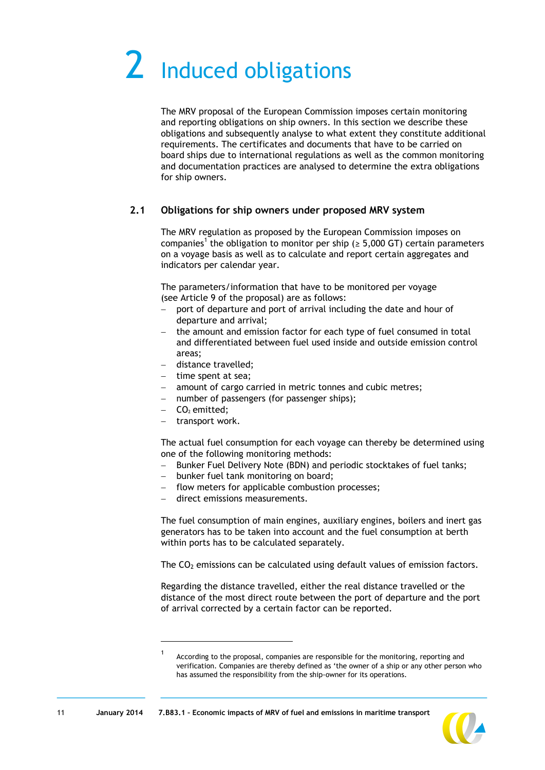# 2 Induced obligations

The MRV proposal of the European Commission imposes certain monitoring and reporting obligations on ship owners. In this section we describe these obligations and subsequently analyse to what extent they constitute additional requirements. The certificates and documents that have to be carried on board ships due to international regulations as well as the common monitoring and documentation practices are analysed to determine the extra obligations for ship owners.

## 2.1 Obligations for ship owners under proposed MRV system

The MRV regulation as proposed by the European Commission imposes on companies[1] the obligation to monitor per ship (≥ 5,000 GT) certain parameters on a voyage basis as well as to calculate and report certain aggregates and indicators per calendar year.

The parameters/information that have to be monitored per voyage (see Article 9 of the proposal) are as follows:

- port of departure and port of arrival including the date and hour of departure and arrival;
- the amount and emission factor for each type of fuel consumed in total and differentiated between fuel used inside and outside emission control areas;
- distance travelled;
- time spent at sea;
- amount of cargo carried in metric tonnes and cubic metres;
- number of passengers (for passenger ships);
- $CO_2$ emitted;
- transport work.

The actual fuel consumption for each voyage can thereby be determined using one of the following monitoring methods:

- Bunker Fuel Delivery Note (BDN) and periodic stocktakes of fuel tanks;
- bunker fuel tank monitoring on board;
- flow meters for applicable combustion processes;
- direct emissions measurements.

The fuel consumption of main engines, auxiliary engines, boilers and inert gas generators has to be taken into account and the fuel consumption at berth within ports has to be calculated separately.

The $CO_2$ emissions can be calculated using default values of emission factors.

Regarding the distance travelled, either the real distance travelled or the distance of the most direct route between the port of departure and the port of arrival corrected by a certain factor can be reported.

[1] According to the proposal, companies are responsible for the monitoring, reporting and verification. Companies are thereby defined as 'the owner of a ship or any other person who has assumed the responsibility from the ship-owner for its operations.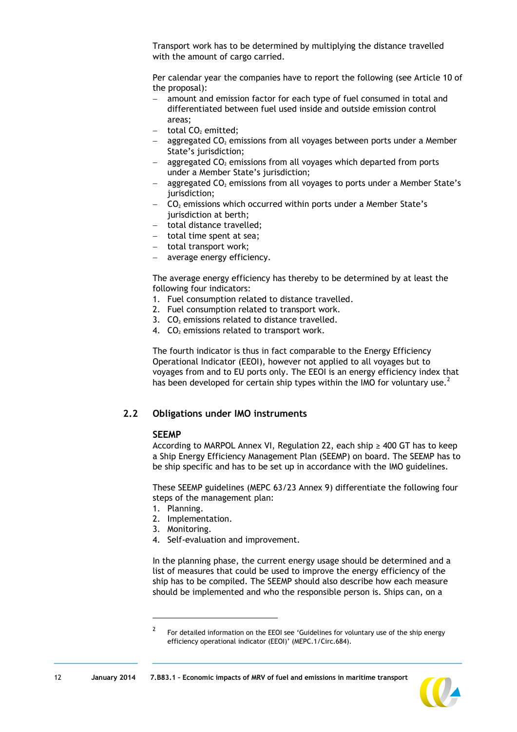Transport work has to be determined by multiplying the distance travelled with the amount of cargo carried.

Per calendar year the companies have to report the following (see Article 10 of the proposal):

- amount and emission factor for each type of fuel consumed in total and differentiated between fuel used inside and outside emission control areas;
- total $CO_2$ emitted;
- aggregated $CO_2$ emissions from all voyages between ports under a Member State's jurisdiction;
- aggregated $CO_2$ emissions from all voyages which departed from ports under a Member State's jurisdiction;
- aggregated $CO_2$ emissions from all voyages to ports under a Member State's jurisdiction;
- $CO_2$ emissions which occurred within ports under a Member State's jurisdiction at berth;
- total distance travelled;
- total time spent at sea;
- total transport work;
- average energy efficiency.

The average energy efficiency has thereby to be determined by at least the following four indicators:

1. Fuel consumption related to distance travelled.
2. Fuel consumption related to transport work.
3. $CO_2$ emissions related to distance travelled.
4. $CO_2$ emissions related to transport work.

The fourth indicator is thus in fact comparable to the Energy Efficiency Operational Indicator (EEOI), however not applied to all voyages but to voyages from and to EU ports only. The EEOI is an energy efficiency index that has been developed for certain ship types within the IMO for voluntary use.[2]

## 2.2 Obligations under IMO instruments

### SEEMP

According to MARPOL Annex VI, Regulation 22, each ship ≥ 400 GT has to keep a Ship Energy Efficiency Management Plan (SEEMP) on board. The SEEMP has to be ship specific and has to be set up in accordance with the IMO guidelines.

These SEEMP guidelines (MEPC 63/23 Annex 9) differentiate the following four steps of the management plan:

1. Planning.
2. Implementation.
3. Monitoring.
4. Self-evaluation and improvement.

In the planning phase, the current energy usage should be determined and a list of measures that could be used to improve the energy efficiency of the ship has to be compiled. The SEEMP should also describe how each measure should be implemented and who the responsible person is. Ships can, on a

---

[2] For detailed information on the EEOI see 'Guidelines for voluntary use of the ship energy efficiency operational indicator (EEOI)' (MEPC.1/Circ.684).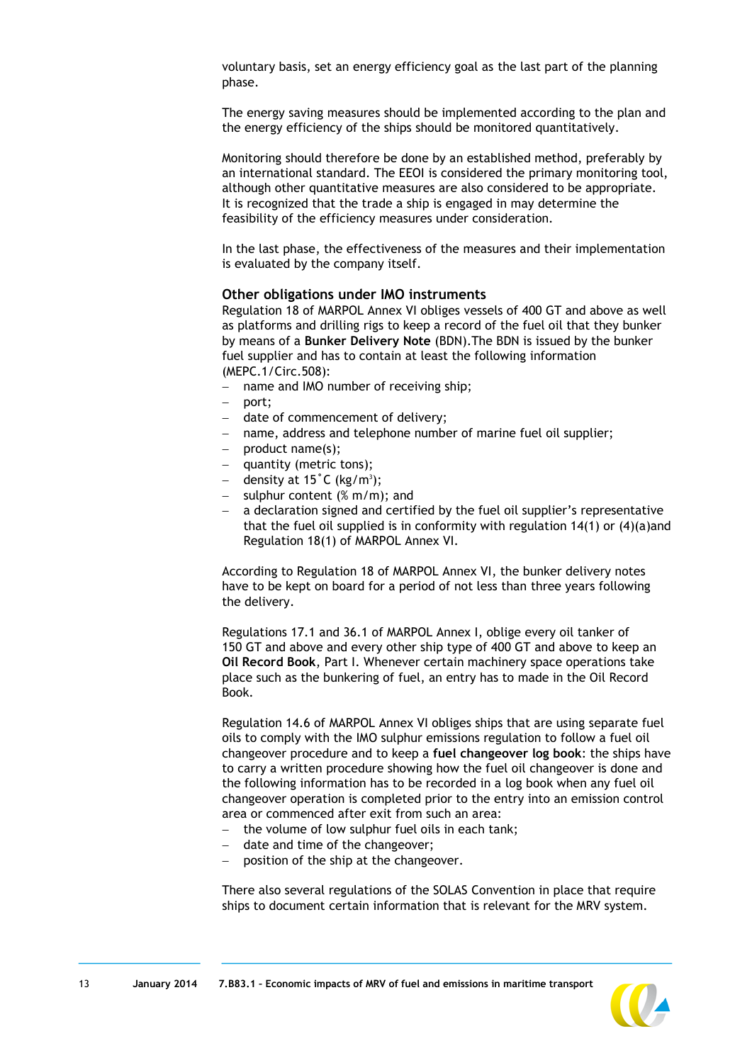voluntary basis, set an energy efficiency goal as the last part of the planning phase.

The energy saving measures should be implemented according to the plan and the energy efficiency of the ships should be monitored quantitatively.

Monitoring should therefore be done by an established method, preferably by an international standard. The EEOI is considered the primary monitoring tool, although other quantitative measures are also considered to be appropriate. It is recognized that the trade a ship is engaged in may determine the feasibility of the efficiency measures under consideration.

In the last phase, the effectiveness of the measures and their implementation is evaluated by the company itself.

### Other obligations under IMO instruments

Regulation 18 of MARPOL Annex VI obliges vessels of 400 GT and above as well as platforms and drilling rigs to keep a record of the fuel oil that they bunker by means of a **Bunker Delivery Note** (BDN).The BDN is issued by the bunker fuel supplier and has to contain at least the following information (MEPC.1/Circ.508):

- name and IMO number of receiving ship;
- port;
- date of commencement of delivery;
- name, address and telephone number of marine fuel oil supplier;
- product name(s);
- quantity (metric tons);
- density at 15˚C (kg/m$^3$);
- sulphur content (% m/m); and
- a declaration signed and certified by the fuel oil supplier's representative that the fuel oil supplied is in conformity with regulation 14(1) or (4)(a)and Regulation 18(1) of MARPOL Annex VI.

According to Regulation 18 of MARPOL Annex VI, the bunker delivery notes have to be kept on board for a period of not less than three years following the delivery.

Regulations 17.1 and 36.1 of MARPOL Annex I, oblige every oil tanker of 150 GT and above and every other ship type of 400 GT and above to keep an **Oil Record Book**, Part I. Whenever certain machinery space operations take place such as the bunkering of fuel, an entry has to made in the Oil Record Book.

Regulation 14.6 of MARPOL Annex VI obliges ships that are using separate fuel oils to comply with the IMO sulphur emissions regulation to follow a fuel oil changeover procedure and to keep a **fuel changeover log book**: the ships have to carry a written procedure showing how the fuel oil changeover is done and the following information has to be recorded in a log book when any fuel oil changeover operation is completed prior to the entry into an emission control area or commenced after exit from such an area:

- the volume of low sulphur fuel oils in each tank;
- date and time of the changeover;
- position of the ship at the changeover.

There also several regulations of the SOLAS Convention in place that require ships to document certain information that is relevant for the MRV system.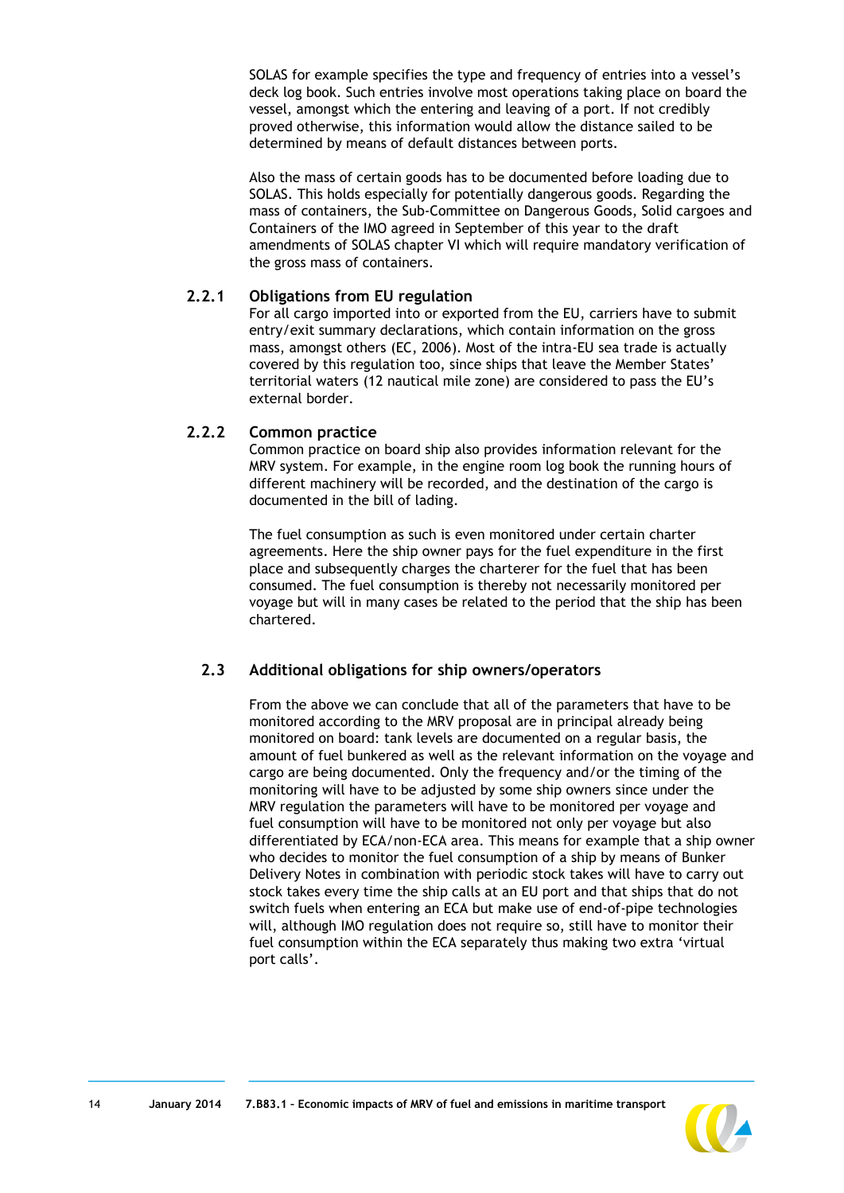SOLAS for example specifies the type and frequency of entries into a vessel's deck log book. Such entries involve most operations taking place on board the vessel, amongst which the entering and leaving of a port. If not credibly proved otherwise, this information would allow the distance sailed to be determined by means of default distances between ports.

Also the mass of certain goods has to be documented before loading due to SOLAS. This holds especially for potentially dangerous goods. Regarding the mass of containers, the Sub-Committee on Dangerous Goods, Solid cargoes and Containers of the IMO agreed in September of this year to the draft amendments of SOLAS chapter VI which will require mandatory verification of the gross mass of containers.

### 2.2.1 Obligations from EU regulation

For all cargo imported into or exported from the EU, carriers have to submit entry/exit summary declarations, which contain information on the gross mass, amongst others (EC, 2006). Most of the intra-EU sea trade is actually covered by this regulation too, since ships that leave the Member States' territorial waters (12 nautical mile zone) are considered to pass the EU's external border.

### 2.2.2 Common practice

Common practice on board ship also provides information relevant for the MRV system. For example, in the engine room log book the running hours of different machinery will be recorded, and the destination of the cargo is documented in the bill of lading.

The fuel consumption as such is even monitored under certain charter agreements. Here the ship owner pays for the fuel expenditure in the first place and subsequently charges the charterer for the fuel that has been consumed. The fuel consumption is thereby not necessarily monitored per voyage but will in many cases be related to the period that the ship has been chartered.

## 2.3 Additional obligations for ship owners/operators

From the above we can conclude that all of the parameters that have to be monitored according to the MRV proposal are in principal already being monitored on board: tank levels are documented on a regular basis, the amount of fuel bunkered as well as the relevant information on the voyage and cargo are being documented. Only the frequency and/or the timing of the monitoring will have to be adjusted by some ship owners since under the MRV regulation the parameters will have to be monitored per voyage and fuel consumption will have to be monitored not only per voyage but also differentiated by ECA/non-ECA area. This means for example that a ship owner who decides to monitor the fuel consumption of a ship by means of Bunker Delivery Notes in combination with periodic stock takes will have to carry out stock takes every time the ship calls at an EU port and that ships that do not switch fuels when entering an ECA but make use of end-of-pipe technologies will, although IMO regulation does not require so, still have to monitor their fuel consumption within the ECA separately thus making two extra 'virtual port calls'.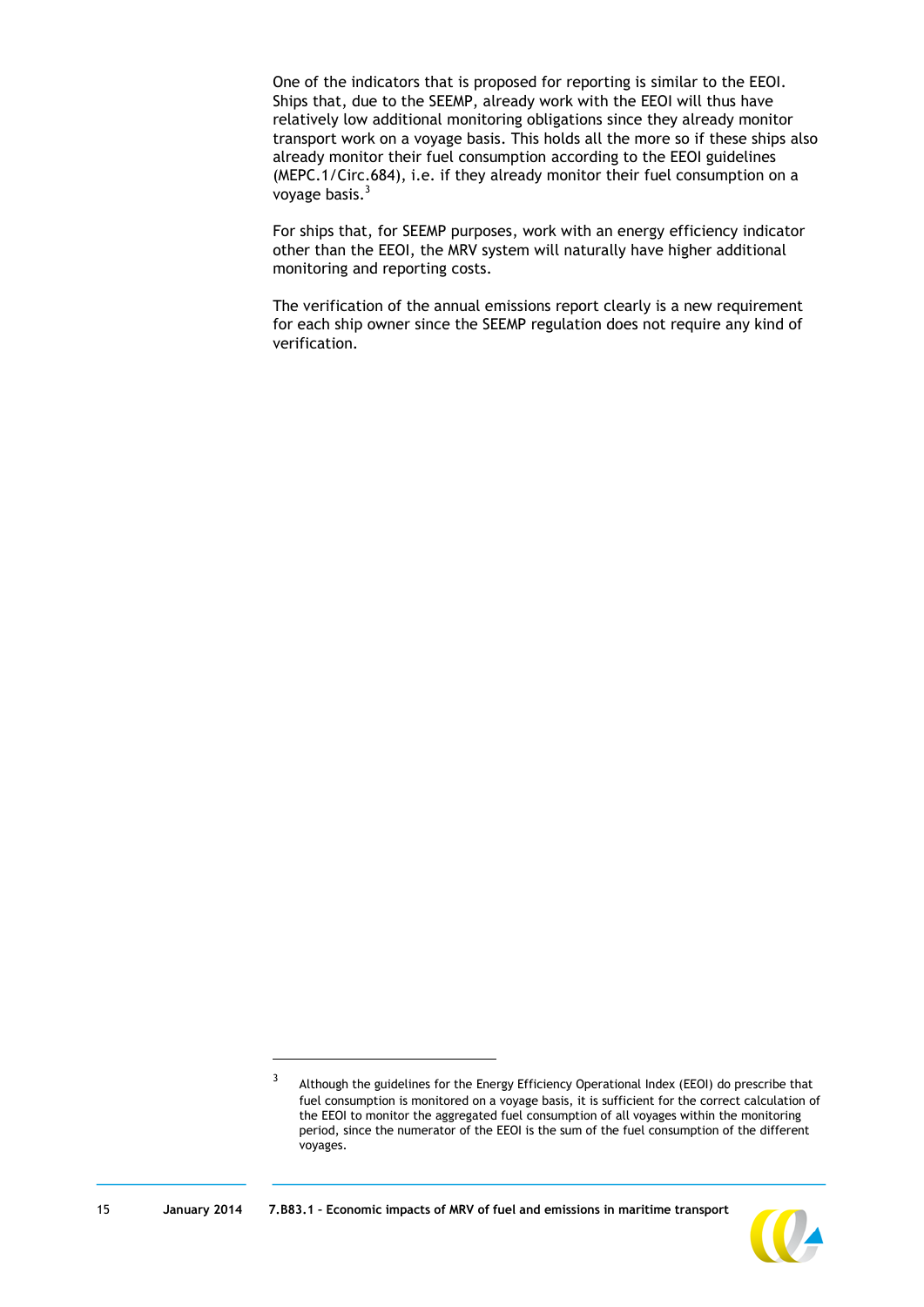One of the indicators that is proposed for reporting is similar to the EEOI. Ships that, due to the SEEMP, already work with the EEOI will thus have relatively low additional monitoring obligations since they already monitor transport work on a voyage basis. This holds all the more so if these ships also already monitor their fuel consumption according to the EEOI guidelines (MEPC.1/Circ.684), i.e. if they already monitor their fuel consumption on a voyage basis.[3]

For ships that, for SEEMP purposes, work with an energy efficiency indicator other than the EEOI, the MRV system will naturally have higher additional monitoring and reporting costs.

The verification of the annual emissions report clearly is a new requirement for each ship owner since the SEEMP regulation does not require any kind of verification.

---

[3] Although the guidelines for the Energy Efficiency Operational Index (EEOI) do prescribe that fuel consumption is monitored on a voyage basis, it is sufficient for the correct calculation of the EEOI to monitor the aggregated fuel consumption of all voyages within the monitoring period, since the numerator of the EEOI is the sum of the fuel consumption of the different voyages.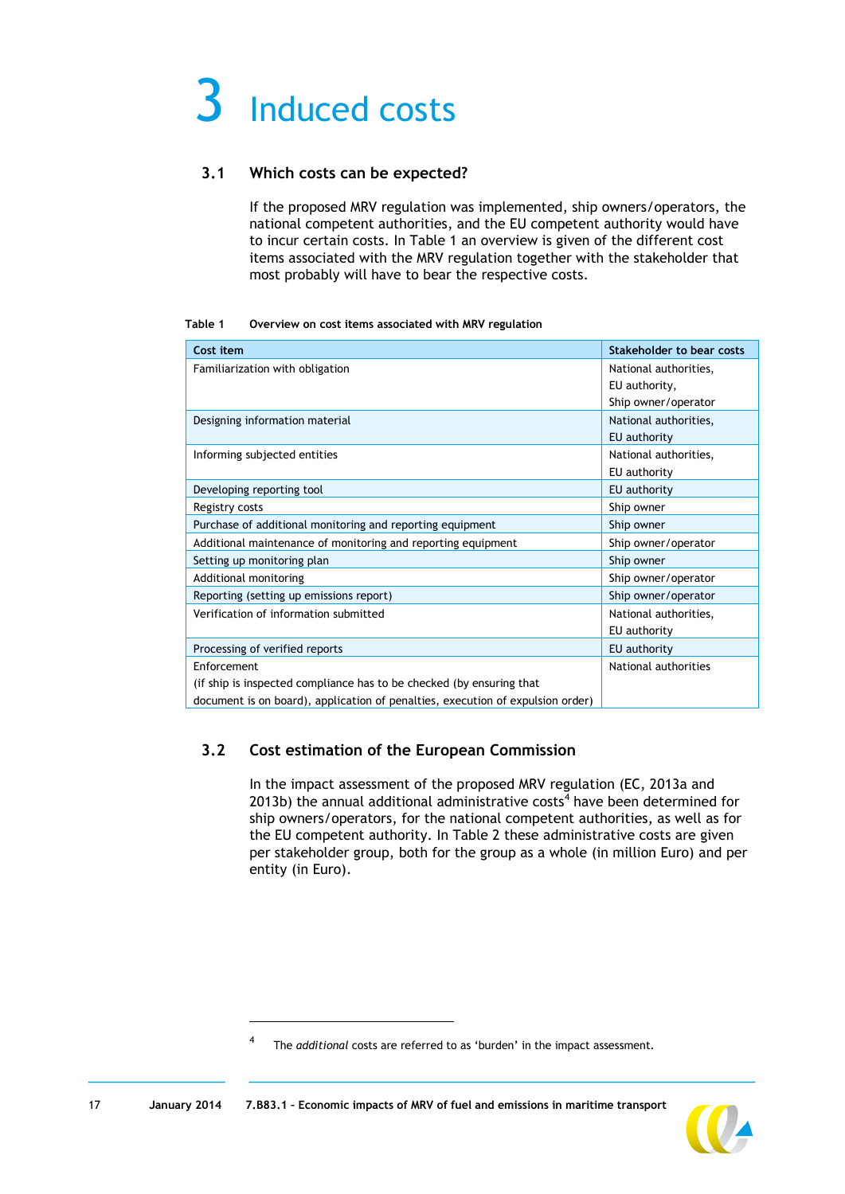# 3 Induced costs

## 3.1 Which costs can be expected?

If the proposed MRV regulation was implemented, ship owners/operators, the national competent authorities, and the EU competent authority would have to incur certain costs. In Table 1 an overview is given of the different cost items associated with the MRV regulation together with the stakeholder that most probably will have to bear the respective costs.

**Table 1 Overview on cost items associated with MRV regulation**

| Cost item | Stakeholder to bear costs |
|---|---|
| Familiarization with obligation | National authorities, EU authority, Ship owner/operator |
| Designing information material | National authorities, EU authority |
| Informing subjected entities | National authorities, EU authority |
| Developing reporting tool | EU authority |
| Registry costs | Ship owner |
| Purchase of additional monitoring and reporting equipment | Ship owner |
| Additional maintenance of monitoring and reporting equipment | Ship owner/operator |
| Setting up monitoring plan | Ship owner |
| Additional monitoring | Ship owner/operator |
| Reporting (setting up emissions report) | Ship owner/operator |
| Verification of information submitted | National authorities, EU authority |
| Processing of verified reports | EU authority |
| Enforcement (if ship is inspected compliance has to be checked (by ensuring that document is on board), application of penalties, execution of expulsion order) | National authorities |

## 3.2 Cost estimation of the European Commission

In the impact assessment of the proposed MRV regulation (EC, 2013a and 2013b) the annual additional administrative costs[4] have been determined for ship owners/operators, for the national competent authorities, as well as for the EU competent authority. In Table 2 these administrative costs are given per stakeholder group, both for the group as a whole (in million Euro) and per entity (in Euro).

[4] The *additional* costs are referred to as 'burden' in the impact assessment.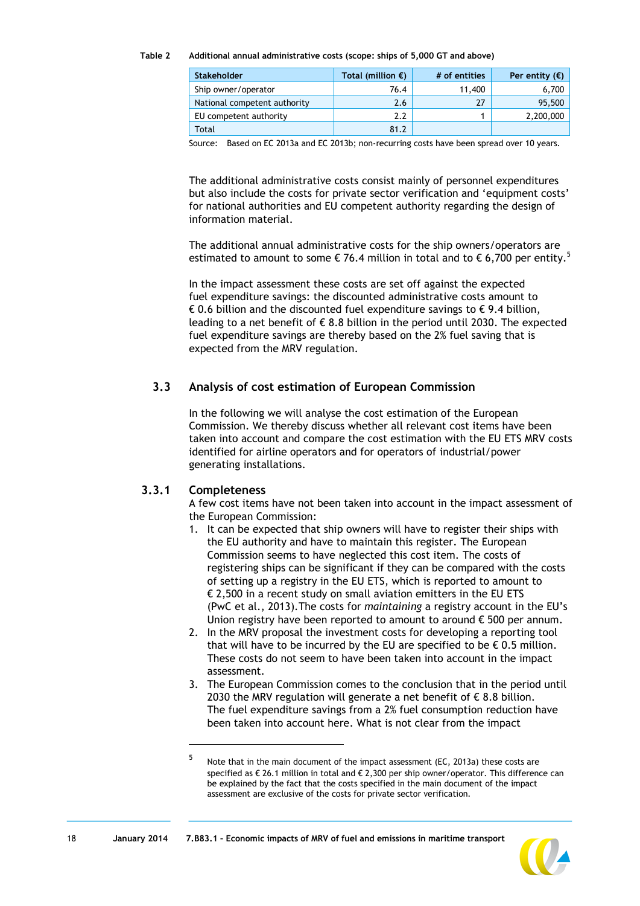**Table 2 Additional annual administrative costs (scope: ships of 5,000 GT and above)**

| Stakeholder | Total (million €) | # of entities | Per entity (€) |
|---|---|---|---|
| Ship owner/operator | 76.4 | 11,400 | 6,700 |
| National competent authority | 2.6 | 27 | 95,500 |
| EU competent authority | 2.2 | 1 | 2,200,000 |
| Total | 81.2 | | |

Source: Based on EC 2013a and EC 2013b; non-recurring costs have been spread over 10 years.

The additional administrative costs consist mainly of personnel expenditures but also include the costs for private sector verification and 'equipment costs' for national authorities and EU competent authority regarding the design of information material.

The additional annual administrative costs for the ship owners/operators are estimated to amount to some € 76.4 million in total and to € 6,700 per entity.[5]

In the impact assessment these costs are set off against the expected fuel expenditure savings: the discounted administrative costs amount to € 0.6 billion and the discounted fuel expenditure savings to € 9.4 billion, leading to a net benefit of € 8.8 billion in the period until 2030. The expected fuel expenditure savings are thereby based on the 2% fuel saving that is expected from the MRV regulation.

## 3.3 Analysis of cost estimation of European Commission

In the following we will analyse the cost estimation of the European Commission. We thereby discuss whether all relevant cost items have been taken into account and compare the cost estimation with the EU ETS MRV costs identified for airline operators and for operators of industrial/power generating installations.

### 3.3.1 Completeness

A few cost items have not been taken into account in the impact assessment of the European Commission:

1. It can be expected that ship owners will have to register their ships with the EU authority and have to maintain this register. The European Commission seems to have neglected this cost item. The costs of registering ships can be significant if they can be compared with the costs of setting up a registry in the EU ETS, which is reported to amount to € 2,500 in a recent study on small aviation emitters in the EU ETS (PwC et al., 2013).The costs for *maintaining* a registry account in the EU's Union registry have been reported to amount to around € 500 per annum.
2. In the MRV proposal the investment costs for developing a reporting tool that will have to be incurred by the EU are specified to be € 0.5 million. These costs do not seem to have been taken into account in the impact assessment.
3. The European Commission comes to the conclusion that in the period until 2030 the MRV regulation will generate a net benefit of € 8.8 billion. The fuel expenditure savings from a 2% fuel consumption reduction have been taken into account here. What is not clear from the impact

[5] Note that in the main document of the impact assessment (EC, 2013a) these costs are specified as € 26.1 million in total and € 2,300 per ship owner/operator. This difference can be explained by the fact that the costs specified in the main document of the impact assessment are exclusive of the costs for private sector verification.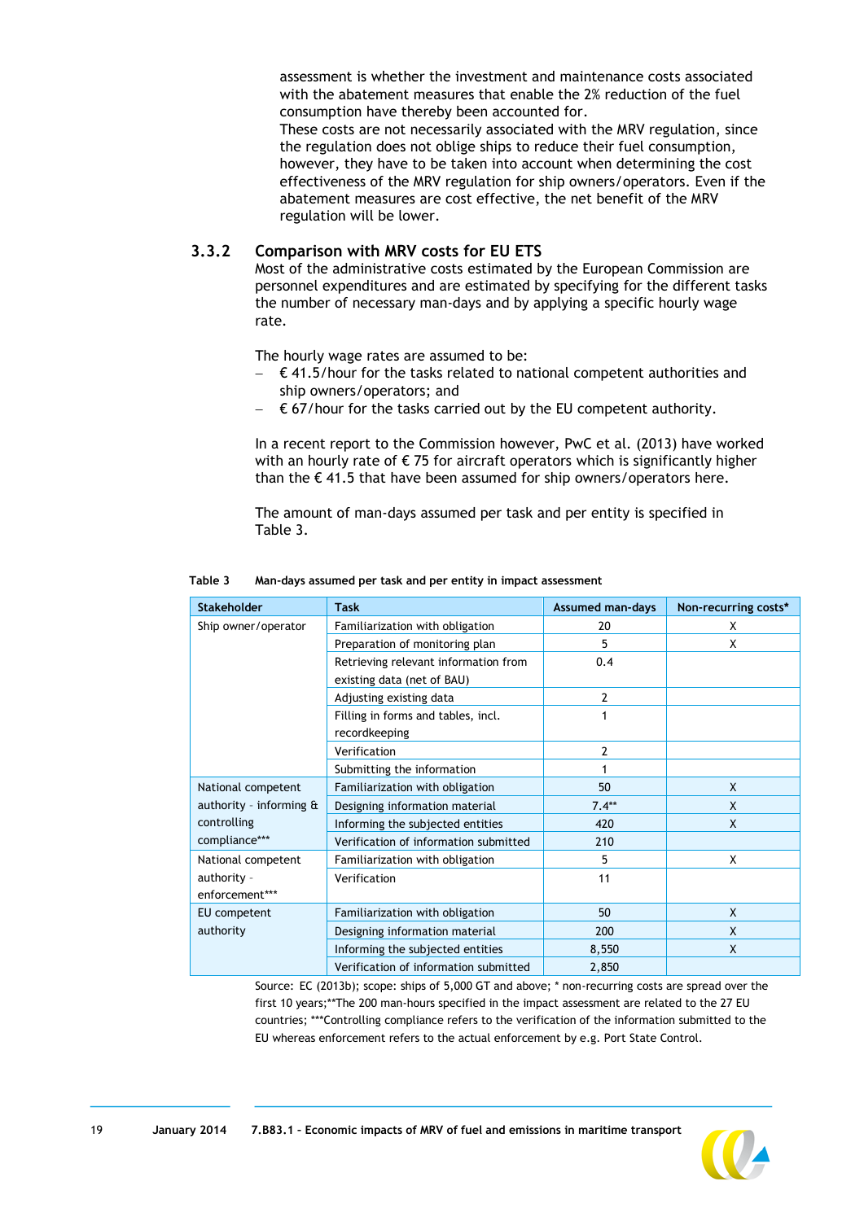assessment is whether the investment and maintenance costs associated with the abatement measures that enable the 2% reduction of the fuel consumption have thereby been accounted for.
These costs are not necessarily associated with the MRV regulation, since the regulation does not oblige ships to reduce their fuel consumption, however, they have to be taken into account when determining the cost effectiveness of the MRV regulation for ship owners/operators. Even if the abatement measures are cost effective, the net benefit of the MRV regulation will be lower.

### 3.3.2 Comparison with MRV costs for EU ETS

Most of the administrative costs estimated by the European Commission are personnel expenditures and are estimated by specifying for the different tasks the number of necessary man-days and by applying a specific hourly wage rate.

The hourly wage rates are assumed to be:

- € 41.5/hour for the tasks related to national competent authorities and ship owners/operators; and
- € 67/hour for the tasks carried out by the EU competent authority.

In a recent report to the Commission however, PwC et al. (2013) have worked with an hourly rate of € 75 for aircraft operators which is significantly higher than the € 41.5 that have been assumed for ship owners/operators here.

The amount of man-days assumed per task and per entity is specified in Table 3.

**Table 3 Man-days assumed per task and per entity in impact assessment**

| Stakeholder | Task | Assumed man-days | Non-recurring costs* |
|---|---|---|---|
| Ship owner/operator | Familiarization with obligation | 20 | X |
| | Preparation of monitoring plan | 5 | X |
| | Retrieving relevant information from existing data (net of BAU) | 0.4 | |
| | Adjusting existing data | 2 | |
| | Filling in forms and tables, incl. recordkeeping | 1 | |
| | Verification | 2 | |
| | Submitting the information | 1 | |
| National competent authority - informing & controlling compliance*** | Familiarization with obligation | 50 | X |
| | Designing information material | 7.4** | X |
| | Informing the subjected entities | 420 | X |
| | Verification of information submitted | 210 | |
| National competent authority - enforcement*** | Familiarization with obligation | 5 | X |
| | Verification | 11 | |
| EU competent authority | Familiarization with obligation | 50 | X |
| | Designing information material | 200 | X |
| | Informing the subjected entities | 8,550 | X |
| | Verification of information submitted | 2,850 | |

Source: EC (2013b); scope: ships of 5,000 GT and above; * non-recurring costs are spread over the first 10 years;**The 200 man-hours specified in the impact assessment are related to the 27 EU countries; ***Controlling compliance refers to the verification of the information submitted to the EU whereas enforcement refers to the actual enforcement by e.g. Port State Control.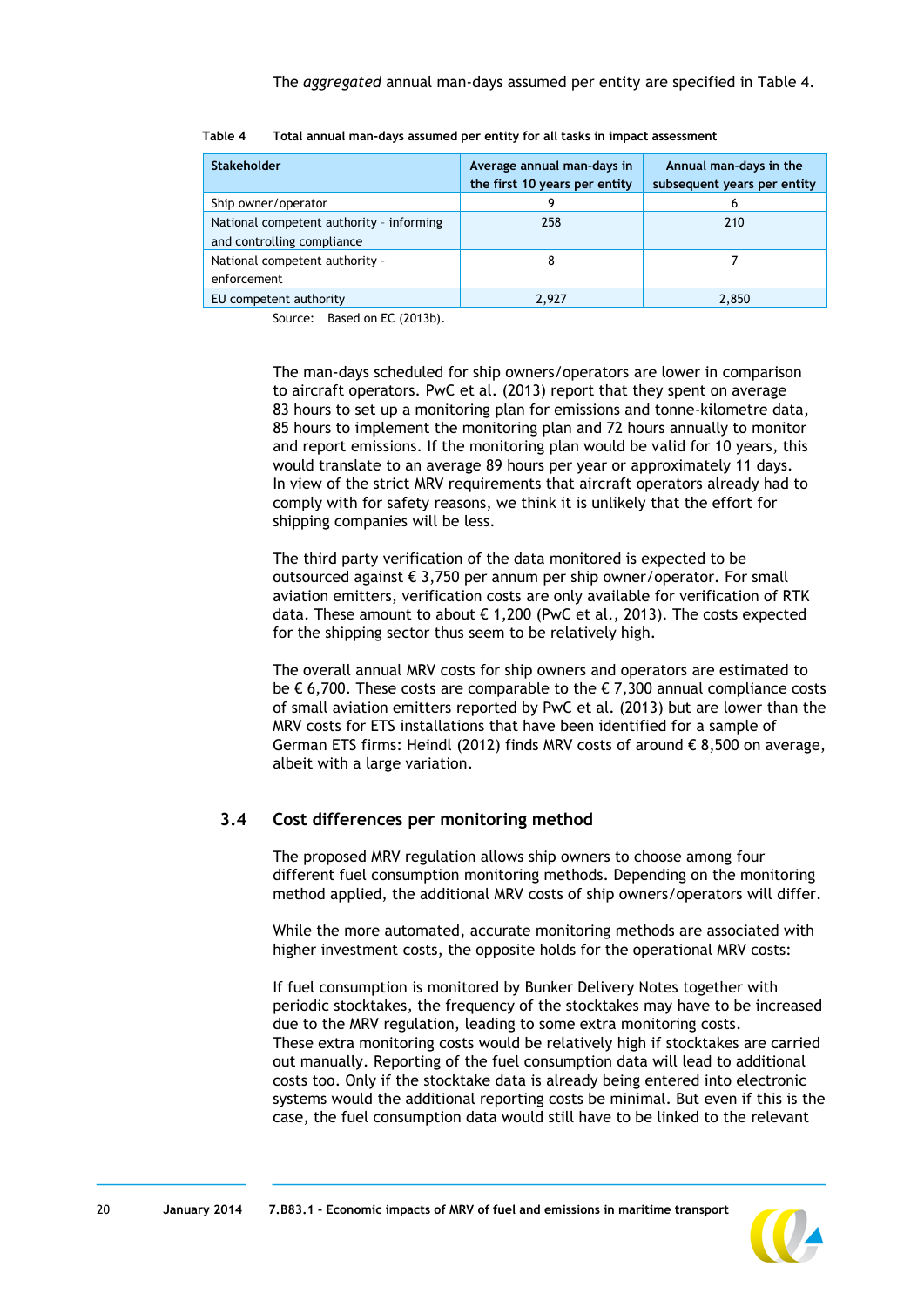The *aggregated* annual man-days assumed per entity are specified in Table 4.

Table 4 Total annual man-days assumed per entity for all tasks in impact assessment

| Stakeholder | Average annual man-days in the first 10 years per entity | Annual man-days in the subsequent years per entity |
|---|---|---|
| Ship owner/operator | 9 | 6 |
| National competent authority - informing and controlling compliance | 258 | 210 |
| National competent authority - enforcement | 8 | 7 |
| EU competent authority | 2,927 | 2,850 |

Source: Based on EC (2013b).

The man-days scheduled for ship owners/operators are lower in comparison to aircraft operators. PwC et al. (2013) report that they spent on average 83 hours to set up a monitoring plan for emissions and tonne-kilometre data, 85 hours to implement the monitoring plan and 72 hours annually to monitor and report emissions. If the monitoring plan would be valid for 10 years, this would translate to an average 89 hours per year or approximately 11 days. In view of the strict MRV requirements that aircraft operators already had to comply with for safety reasons, we think it is unlikely that the effort for shipping companies will be less.

The third party verification of the data monitored is expected to be outsourced against € 3,750 per annum per ship owner/operator. For small aviation emitters, verification costs are only available for verification of RTK data. These amount to about € 1,200 (PwC et al., 2013). The costs expected for the shipping sector thus seem to be relatively high.

The overall annual MRV costs for ship owners and operators are estimated to be € 6,700. These costs are comparable to the € 7,300 annual compliance costs of small aviation emitters reported by PwC et al. (2013) but are lower than the MRV costs for ETS installations that have been identified for a sample of German ETS firms: Heindl (2012) finds MRV costs of around € 8,500 on average, albeit with a large variation.

## 3.4 Cost differences per monitoring method

The proposed MRV regulation allows ship owners to choose among four different fuel consumption monitoring methods. Depending on the monitoring method applied, the additional MRV costs of ship owners/operators will differ.

While the more automated, accurate monitoring methods are associated with higher investment costs, the opposite holds for the operational MRV costs:

If fuel consumption is monitored by Bunker Delivery Notes together with periodic stocktakes, the frequency of the stocktakes may have to be increased due to the MRV regulation, leading to some extra monitoring costs. These extra monitoring costs would be relatively high if stocktakes are carried out manually. Reporting of the fuel consumption data will lead to additional costs too. Only if the stocktake data is already being entered into electronic systems would the additional reporting costs be minimal. But even if this is the case, the fuel consumption data would still have to be linked to the relevant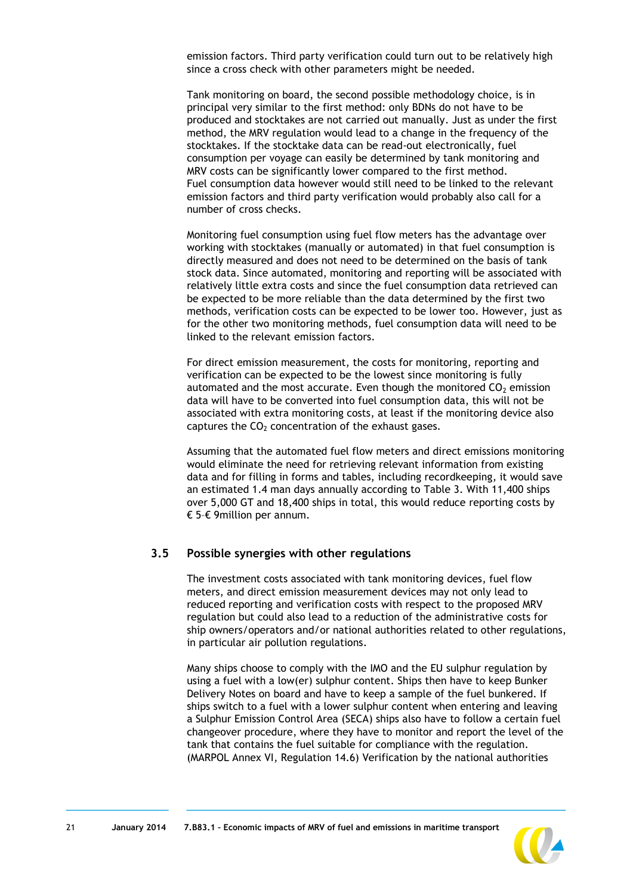emission factors. Third party verification could turn out to be relatively high since a cross check with other parameters might be needed.

Tank monitoring on board, the second possible methodology choice, is in principal very similar to the first method: only BDNs do not have to be produced and stocktakes are not carried out manually. Just as under the first method, the MRV regulation would lead to a change in the frequency of the stocktakes. If the stocktake data can be read-out electronically, fuel consumption per voyage can easily be determined by tank monitoring and MRV costs can be significantly lower compared to the first method. Fuel consumption data however would still need to be linked to the relevant emission factors and third party verification would probably also call for a number of cross checks.

Monitoring fuel consumption using fuel flow meters has the advantage over working with stocktakes (manually or automated) in that fuel consumption is directly measured and does not need to be determined on the basis of tank stock data. Since automated, monitoring and reporting will be associated with relatively little extra costs and since the fuel consumption data retrieved can be expected to be more reliable than the data determined by the first two methods, verification costs can be expected to be lower too. However, just as for the other two monitoring methods, fuel consumption data will need to be linked to the relevant emission factors.

For direct emission measurement, the costs for monitoring, reporting and verification can be expected to be the lowest since monitoring is fully automated and the most accurate. Even though the monitored $CO_2$ emission data will have to be converted into fuel consumption data, this will not be associated with extra monitoring costs, at least if the monitoring device also captures the $CO_2$ concentration of the exhaust gases.

Assuming that the automated fuel flow meters and direct emissions monitoring would eliminate the need for retrieving relevant information from existing data and for filling in forms and tables, including recordkeeping, it would save an estimated 1.4 man days annually according to Table 3. With 11,400 ships over 5,000 GT and 18,400 ships in total, this would reduce reporting costs by € 5–€ 9million per annum.

## 3.5 Possible synergies with other regulations

The investment costs associated with tank monitoring devices, fuel flow meters, and direct emission measurement devices may not only lead to reduced reporting and verification costs with respect to the proposed MRV regulation but could also lead to a reduction of the administrative costs for ship owners/operators and/or national authorities related to other regulations, in particular air pollution regulations.

Many ships choose to comply with the IMO and the EU sulphur regulation by using a fuel with a low(er) sulphur content. Ships then have to keep Bunker Delivery Notes on board and have to keep a sample of the fuel bunkered. If ships switch to a fuel with a lower sulphur content when entering and leaving a Sulphur Emission Control Area (SECA) ships also have to follow a certain fuel changeover procedure, where they have to monitor and report the level of the tank that contains the fuel suitable for compliance with the regulation. (MARPOL Annex VI, Regulation 14.6) Verification by the national authorities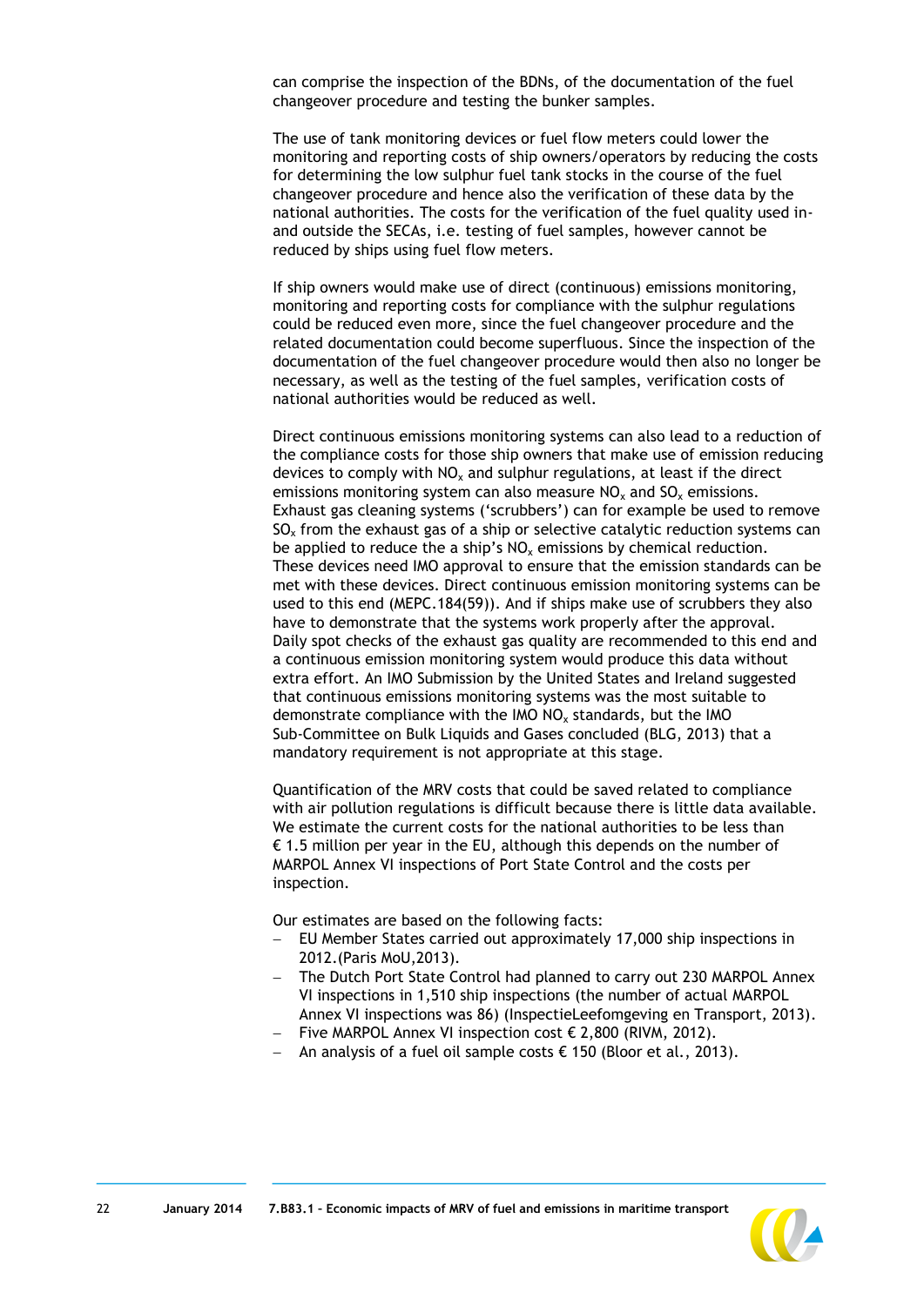can comprise the inspection of the BDNs, of the documentation of the fuel changeover procedure and testing the bunker samples.

The use of tank monitoring devices or fuel flow meters could lower the monitoring and reporting costs of ship owners/operators by reducing the costs for determining the low sulphur fuel tank stocks in the course of the fuel changeover procedure and hence also the verification of these data by the national authorities. The costs for the verification of the fuel quality used in- and outside the SECAs, i.e. testing of fuel samples, however cannot be reduced by ships using fuel flow meters.

If ship owners would make use of direct (continuous) emissions monitoring, monitoring and reporting costs for compliance with the sulphur regulations could be reduced even more, since the fuel changeover procedure and the related documentation could become superfluous. Since the inspection of the documentation of the fuel changeover procedure would then also no longer be necessary, as well as the testing of the fuel samples, verification costs of national authorities would be reduced as well.

Direct continuous emissions monitoring systems can also lead to a reduction of the compliance costs for those ship owners that make use of emission reducing devices to comply with $NO_x$ and sulphur regulations, at least if the direct emissions monitoring system can also measure $NO_x$ and $SO_x$ emissions. Exhaust gas cleaning systems ('scrubbers') can for example be used to remove $SO_x$ from the exhaust gas of a ship or selective catalytic reduction systems can be applied to reduce the a ship's $NO_x$ emissions by chemical reduction. These devices need IMO approval to ensure that the emission standards can be met with these devices. Direct continuous emission monitoring systems can be used to this end (MEPC.184(59)). And if ships make use of scrubbers they also have to demonstrate that the systems work properly after the approval. Daily spot checks of the exhaust gas quality are recommended to this end and a continuous emission monitoring system would produce this data without extra effort. An IMO Submission by the United States and Ireland suggested that continuous emissions monitoring systems was the most suitable to demonstrate compliance with the IMO $NO_x$ standards, but the IMO Sub-Committee on Bulk Liquids and Gases concluded (BLG, 2013) that a mandatory requirement is not appropriate at this stage.

Quantification of the MRV costs that could be saved related to compliance with air pollution regulations is difficult because there is little data available. We estimate the current costs for the national authorities to be less than € 1.5 million per year in the EU, although this depends on the number of MARPOL Annex VI inspections of Port State Control and the costs per inspection.

Our estimates are based on the following facts:

- EU Member States carried out approximately 17,000 ship inspections in 2012.(Paris MoU,2013).
- The Dutch Port State Control had planned to carry out 230 MARPOL Annex VI inspections in 1,510 ship inspections (the number of actual MARPOL Annex VI inspections was 86) (InspectieLeefomgeving en Transport, 2013).
- Five MARPOL Annex VI inspection cost € 2,800 (RIVM, 2012).
- An analysis of a fuel oil sample costs € 150 (Bloor et al., 2013).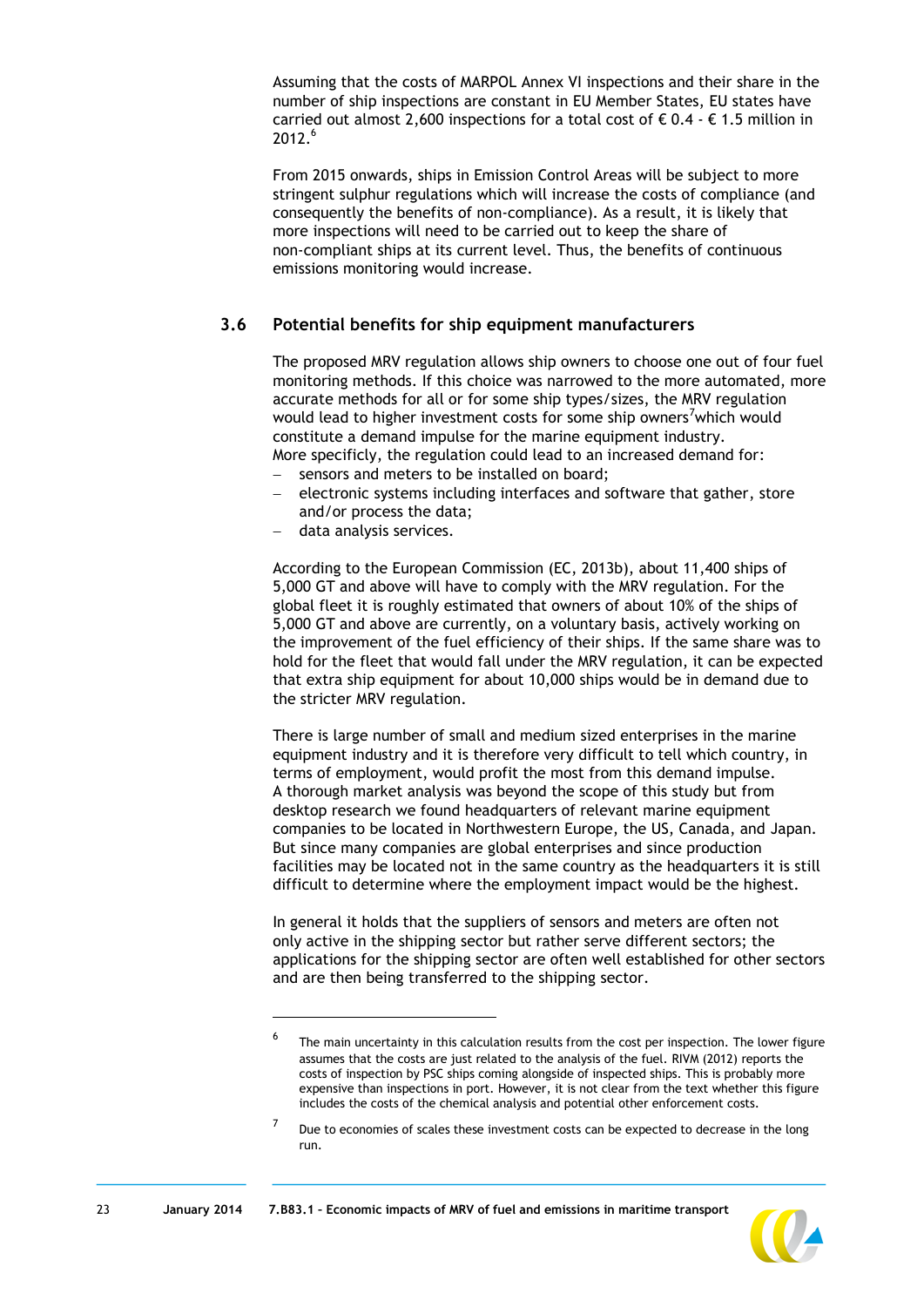Assuming that the costs of MARPOL Annex VI inspections and their share in the number of ship inspections are constant in EU Member States, EU states have carried out almost 2,600 inspections for a total cost of € 0.4 - € 1.5 million in 2012.[6]

From 2015 onwards, ships in Emission Control Areas will be subject to more stringent sulphur regulations which will increase the costs of compliance (and consequently the benefits of non-compliance). As a result, it is likely that more inspections will need to be carried out to keep the share of non-compliant ships at its current level. Thus, the benefits of continuous emissions monitoring would increase.

### 3.6 Potential benefits for ship equipment manufacturers

The proposed MRV regulation allows ship owners to choose one out of four fuel monitoring methods. If this choice was narrowed to the more automated, more accurate methods for all or for some ship types/sizes, the MRV regulation would lead to higher investment costs for some ship owners[7]which would constitute a demand impulse for the marine equipment industry.
More specificly, the regulation could lead to an increased demand for:

- sensors and meters to be installed on board;
- electronic systems including interfaces and software that gather, store and/or process the data;
- data analysis services.

According to the European Commission (EC, 2013b), about 11,400 ships of 5,000 GT and above will have to comply with the MRV regulation. For the global fleet it is roughly estimated that owners of about 10% of the ships of 5,000 GT and above are currently, on a voluntary basis, actively working on the improvement of the fuel efficiency of their ships. If the same share was to hold for the fleet that would fall under the MRV regulation, it can be expected that extra ship equipment for about 10,000 ships would be in demand due to the stricter MRV regulation.

There is large number of small and medium sized enterprises in the marine equipment industry and it is therefore very difficult to tell which country, in terms of employment, would profit the most from this demand impulse. A thorough market analysis was beyond the scope of this study but from desktop research we found headquarters of relevant marine equipment companies to be located in Northwestern Europe, the US, Canada, and Japan. But since many companies are global enterprises and since production facilities may be located not in the same country as the headquarters it is still difficult to determine where the employment impact would be the highest.

In general it holds that the suppliers of sensors and meters are often not only active in the shipping sector but rather serve different sectors; the applications for the shipping sector are often well established for other sectors and are then being transferred to the shipping sector.

---

[6] The main uncertainty in this calculation results from the cost per inspection. The lower figure assumes that the costs are just related to the analysis of the fuel. RIVM (2012) reports the costs of inspection by PSC ships coming alongside of inspected ships. This is probably more expensive than inspections in port. However, it is not clear from the text whether this figure includes the costs of the chemical analysis and potential other enforcement costs.

[7] Due to economies of scales these investment costs can be expected to decrease in the long run.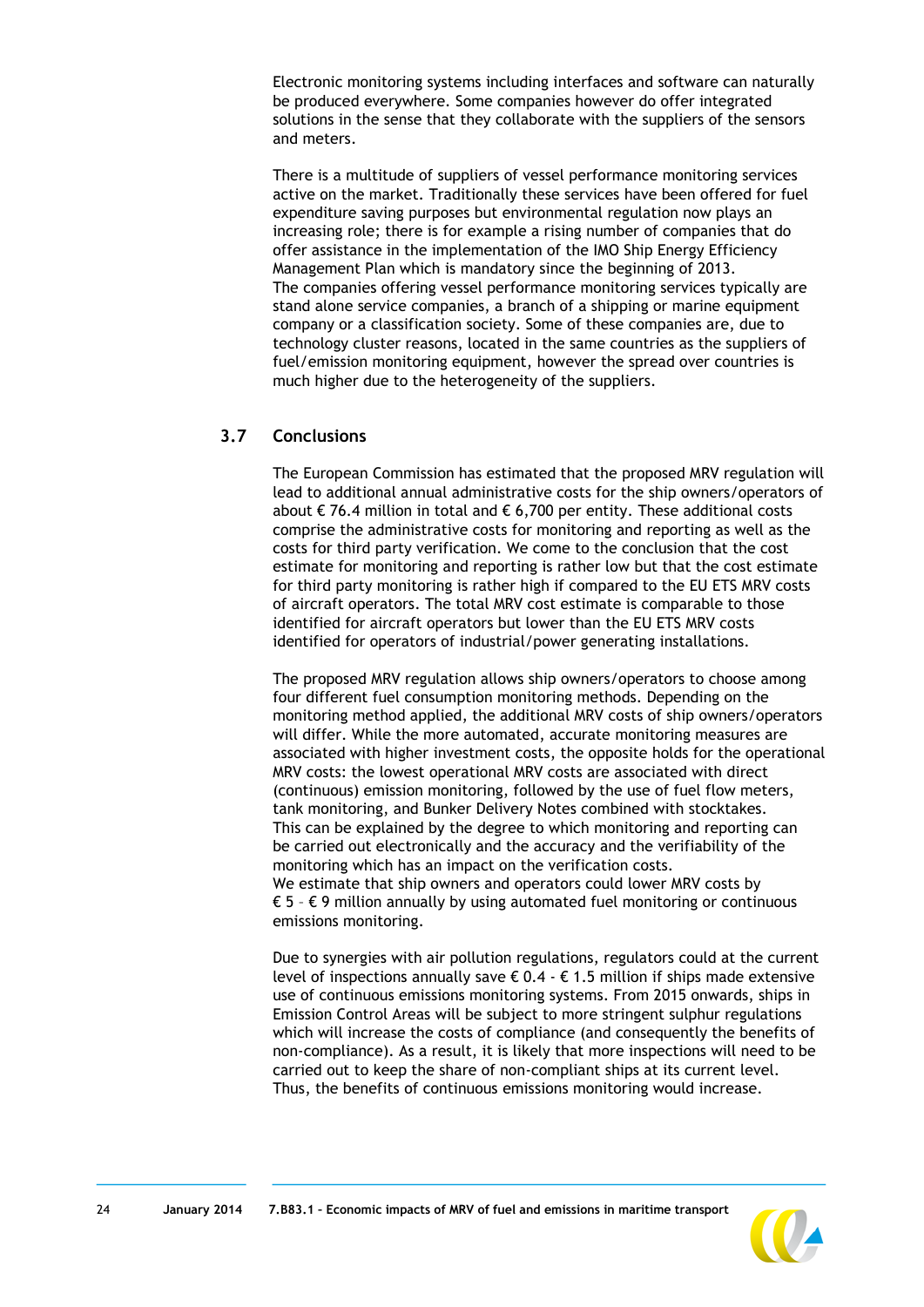Electronic monitoring systems including interfaces and software can naturally be produced everywhere. Some companies however do offer integrated solutions in the sense that they collaborate with the suppliers of the sensors and meters.

There is a multitude of suppliers of vessel performance monitoring services active on the market. Traditionally these services have been offered for fuel expenditure saving purposes but environmental regulation now plays an increasing role; there is for example a rising number of companies that do offer assistance in the implementation of the IMO Ship Energy Efficiency Management Plan which is mandatory since the beginning of 2013.
The companies offering vessel performance monitoring services typically are stand alone service companies, a branch of a shipping or marine equipment company or a classification society. Some of these companies are, due to technology cluster reasons, located in the same countries as the suppliers of fuel/emission monitoring equipment, however the spread over countries is much higher due to the heterogeneity of the suppliers.

## 3.7 Conclusions

The European Commission has estimated that the proposed MRV regulation will lead to additional annual administrative costs for the ship owners/operators of about € 76.4 million in total and € 6,700 per entity. These additional costs comprise the administrative costs for monitoring and reporting as well as the costs for third party verification. We come to the conclusion that the cost estimate for monitoring and reporting is rather low but that the cost estimate for third party monitoring is rather high if compared to the EU ETS MRV costs of aircraft operators. The total MRV cost estimate is comparable to those identified for aircraft operators but lower than the EU ETS MRV costs identified for operators of industrial/power generating installations.

The proposed MRV regulation allows ship owners/operators to choose among four different fuel consumption monitoring methods. Depending on the monitoring method applied, the additional MRV costs of ship owners/operators will differ. While the more automated, accurate monitoring measures are associated with higher investment costs, the opposite holds for the operational MRV costs: the lowest operational MRV costs are associated with direct (continuous) emission monitoring, followed by the use of fuel flow meters, tank monitoring, and Bunker Delivery Notes combined with stocktakes. This can be explained by the degree to which monitoring and reporting can be carried out electronically and the accuracy and the verifiability of the monitoring which has an impact on the verification costs.
We estimate that ship owners and operators could lower MRV costs by € 5 – € 9 million annually by using automated fuel monitoring or continuous emissions monitoring.

Due to synergies with air pollution regulations, regulators could at the current level of inspections annually save € 0.4 - € 1.5 million if ships made extensive use of continuous emissions monitoring systems. From 2015 onwards, ships in Emission Control Areas will be subject to more stringent sulphur regulations which will increase the costs of compliance (and consequently the benefits of non-compliance). As a result, it is likely that more inspections will need to be carried out to keep the share of non-compliant ships at its current level. Thus, the benefits of continuous emissions monitoring would increase.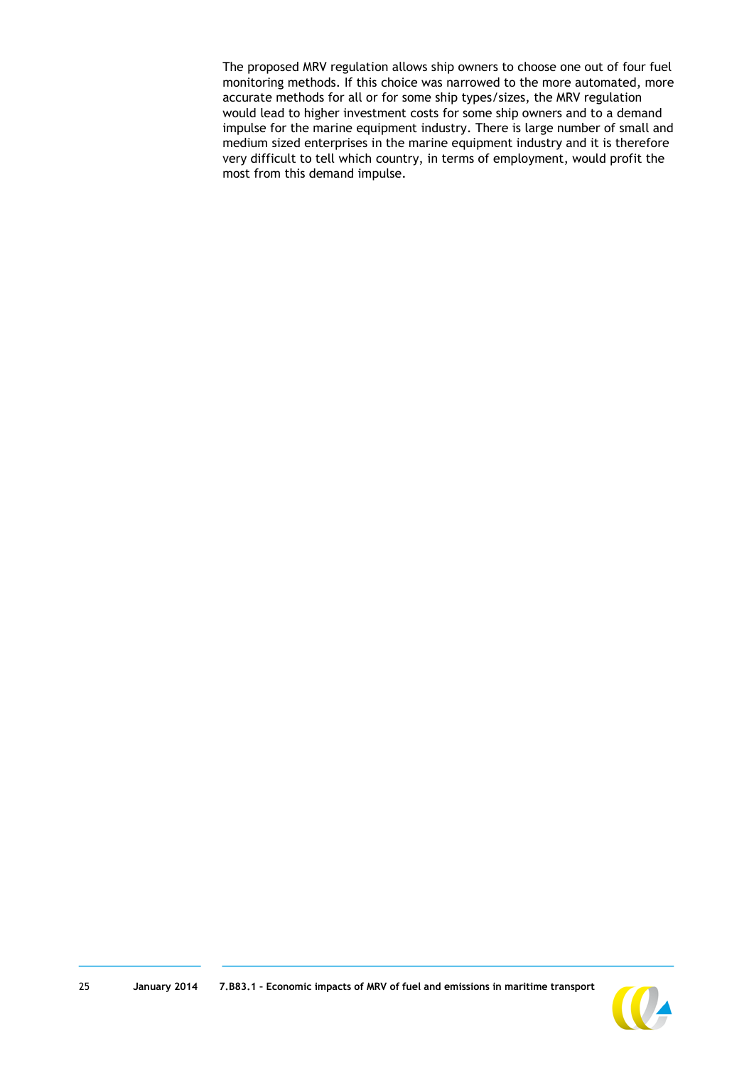The proposed MRV regulation allows ship owners to choose one out of four fuel monitoring methods. If this choice was narrowed to the more automated, more accurate methods for all or for some ship types/sizes, the MRV regulation would lead to higher investment costs for some ship owners and to a demand impulse for the marine equipment industry. There is large number of small and medium sized enterprises in the marine equipment industry and it is therefore very difficult to tell which country, in terms of employment, would profit the most from this demand impulse.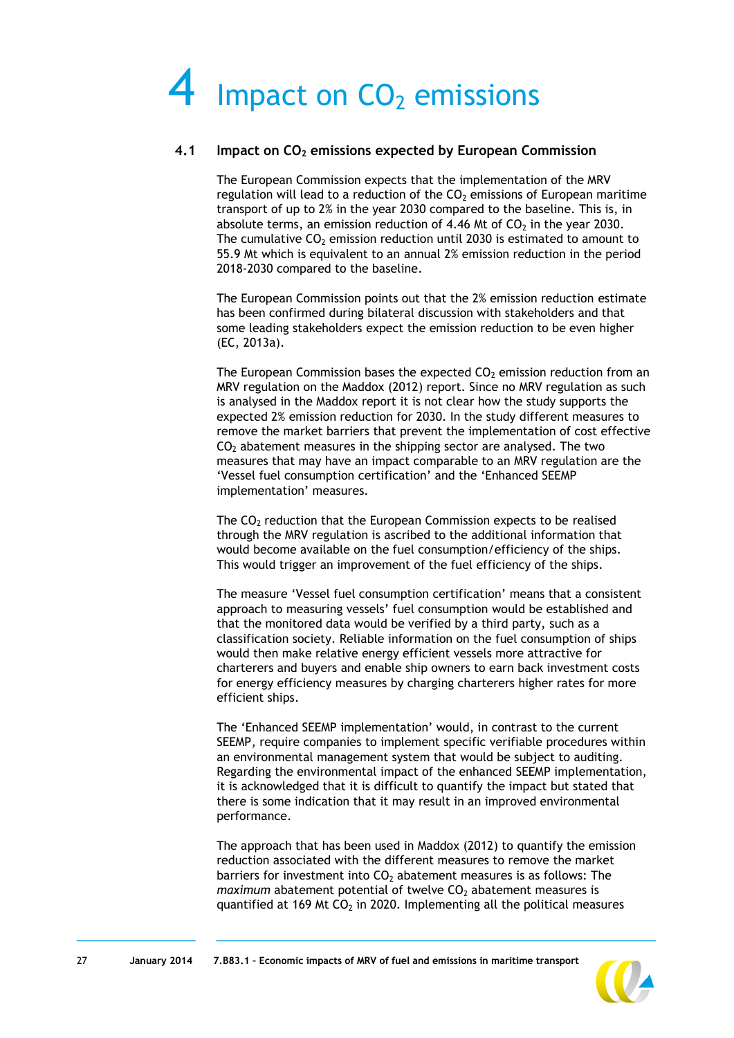# 4 Impact on $CO_2$ emissions

## 4.1 Impact on $CO_2$ emissions expected by European Commission

The European Commission expects that the implementation of the MRV regulation will lead to a reduction of the $CO_2$ emissions of European maritime transport of up to 2% in the year 2030 compared to the baseline. This is, in absolute terms, an emission reduction of 4.46 Mt of $CO_2$ in the year 2030. The cumulative $CO_2$ emission reduction until 2030 is estimated to amount to 55.9 Mt which is equivalent to an annual 2% emission reduction in the period 2018-2030 compared to the baseline.

The European Commission points out that the 2% emission reduction estimate has been confirmed during bilateral discussion with stakeholders and that some leading stakeholders expect the emission reduction to be even higher (EC, 2013a).

The European Commission bases the expected $CO_2$ emission reduction from an MRV regulation on the Maddox (2012) report. Since no MRV regulation as such is analysed in the Maddox report it is not clear how the study supports the expected 2% emission reduction for 2030. In the study different measures to remove the market barriers that prevent the implementation of cost effective $CO_2$ abatement measures in the shipping sector are analysed. The two measures that may have an impact comparable to an MRV regulation are the 'Vessel fuel consumption certification' and the 'Enhanced SEEMP implementation' measures.

The $CO_2$ reduction that the European Commission expects to be realised through the MRV regulation is ascribed to the additional information that would become available on the fuel consumption/efficiency of the ships. This would trigger an improvement of the fuel efficiency of the ships.

The measure 'Vessel fuel consumption certification' means that a consistent approach to measuring vessels' fuel consumption would be established and that the monitored data would be verified by a third party, such as a classification society. Reliable information on the fuel consumption of ships would then make relative energy efficient vessels more attractive for charterers and buyers and enable ship owners to earn back investment costs for energy efficiency measures by charging charterers higher rates for more efficient ships.

The 'Enhanced SEEMP implementation' would, in contrast to the current SEEMP, require companies to implement specific verifiable procedures within an environmental management system that would be subject to auditing. Regarding the environmental impact of the enhanced SEEMP implementation, it is acknowledged that it is difficult to quantify the impact but stated that there is some indication that it may result in an improved environmental performance.

The approach that has been used in Maddox (2012) to quantify the emission reduction associated with the different measures to remove the market barriers for investment into $CO_2$ abatement measures is as follows: The *maximum* abatement potential of twelve $CO_2$ abatement measures is quantified at 169 Mt $CO_2$ in 2020. Implementing all the political measures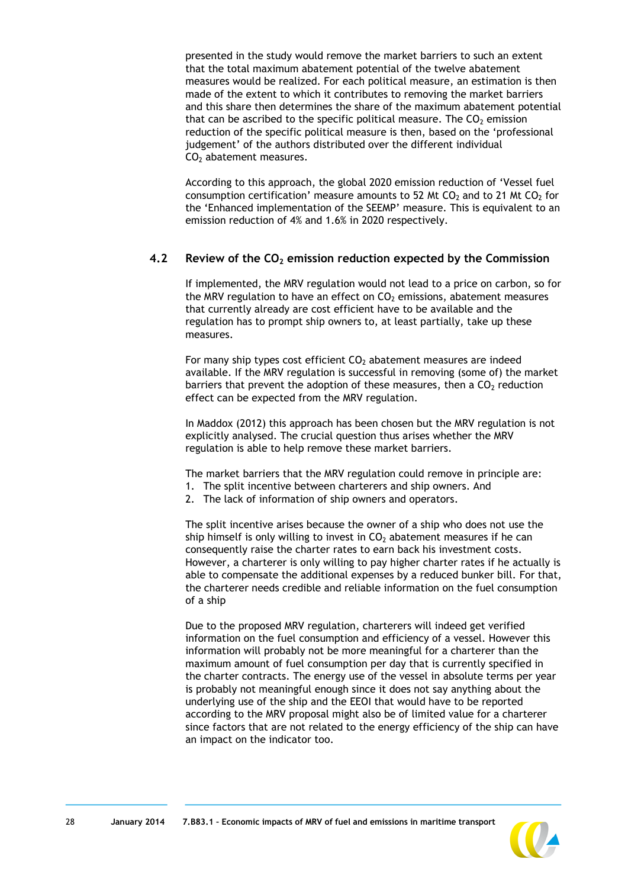presented in the study would remove the market barriers to such an extent that the total maximum abatement potential of the twelve abatement measures would be realized. For each political measure, an estimation is then made of the extent to which it contributes to removing the market barriers and this share then determines the share of the maximum abatement potential that can be ascribed to the specific political measure. The $CO_2$ emission reduction of the specific political measure is then, based on the 'professional judgement' of the authors distributed over the different individual $CO_2$ abatement measures.

According to this approach, the global 2020 emission reduction of 'Vessel fuel consumption certification' measure amounts to 52 Mt $CO_2$ and to 21 Mt $CO_2$ for the 'Enhanced implementation of the SEEMP' measure. This is equivalent to an emission reduction of 4% and 1.6% in 2020 respectively.

## 4.2 Review of the $CO_2$ emission reduction expected by the Commission

If implemented, the MRV regulation would not lead to a price on carbon, so for the MRV regulation to have an effect on $CO_2$ emissions, abatement measures that currently already are cost efficient have to be available and the regulation has to prompt ship owners to, at least partially, take up these measures.

For many ship types cost efficient $CO_2$ abatement measures are indeed available. If the MRV regulation is successful in removing (some of) the market barriers that prevent the adoption of these measures, then a $CO_2$ reduction effect can be expected from the MRV regulation.

In Maddox (2012) this approach has been chosen but the MRV regulation is not explicitly analysed. The crucial question thus arises whether the MRV regulation is able to help remove these market barriers.

The market barriers that the MRV regulation could remove in principle are:

1. The split incentive between charterers and ship owners. And
2. The lack of information of ship owners and operators.

The split incentive arises because the owner of a ship who does not use the ship himself is only willing to invest in $CO_2$ abatement measures if he can consequently raise the charter rates to earn back his investment costs. However, a charterer is only willing to pay higher charter rates if he actually is able to compensate the additional expenses by a reduced bunker bill. For that, the charterer needs credible and reliable information on the fuel consumption of a ship

Due to the proposed MRV regulation, charterers will indeed get verified information on the fuel consumption and efficiency of a vessel. However this information will probably not be more meaningful for a charterer than the maximum amount of fuel consumption per day that is currently specified in the charter contracts. The energy use of the vessel in absolute terms per year is probably not meaningful enough since it does not say anything about the underlying use of the ship and the EEOI that would have to be reported according to the MRV proposal might also be of limited value for a charterer since factors that are not related to the energy efficiency of the ship can have an impact on the indicator too.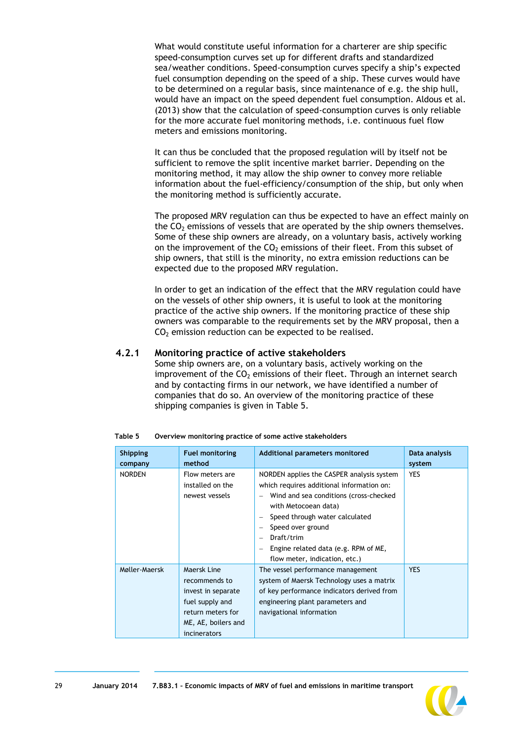What would constitute useful information for a charterer are ship specific speed-consumption curves set up for different drafts and standardized sea/weather conditions. Speed-consumption curves specify a ship's expected fuel consumption depending on the speed of a ship. These curves would have to be determined on a regular basis, since maintenance of e.g. the ship hull, would have an impact on the speed dependent fuel consumption. Aldous et al. (2013) show that the calculation of speed-consumption curves is only reliable for the more accurate fuel monitoring methods, i.e. continuous fuel flow meters and emissions monitoring.

It can thus be concluded that the proposed regulation will by itself not be sufficient to remove the split incentive market barrier. Depending on the monitoring method, it may allow the ship owner to convey more reliable information about the fuel-efficiency/consumption of the ship, but only when the monitoring method is sufficiently accurate.

The proposed MRV regulation can thus be expected to have an effect mainly on the $CO_2$ emissions of vessels that are operated by the ship owners themselves. Some of these ship owners are already, on a voluntary basis, actively working on the improvement of the $CO_2$ emissions of their fleet. From this subset of ship owners, that still is the minority, no extra emission reductions can be expected due to the proposed MRV regulation.

In order to get an indication of the effect that the MRV regulation could have on the vessels of other ship owners, it is useful to look at the monitoring practice of the active ship owners. If the monitoring practice of these ship owners was comparable to the requirements set by the MRV proposal, then a $CO_2$ emission reduction can be expected to be realised.

### 4.2.1 Monitoring practice of active stakeholders

Some ship owners are, on a voluntary basis, actively working on the improvement of the $CO_2$ emissions of their fleet. Through an internet search and by contacting firms in our network, we have identified a number of companies that do so. An overview of the monitoring practice of these shipping companies is given in Table 5.

**Table 5 Overview monitoring practice of some active stakeholders**

| Shipping company | Fuel monitoring method | Additional parameters monitored | Data analysis system |
|---|---|---|---|
| NORDEN | Flow meters are installed on the newest vessels | NORDEN applies the CASPER analysis system which requires additional information on:<br>– Wind and sea conditions (cross-checked with Metocoean data)<br>– Speed through water calculated<br>– Speed over ground<br>– Draft/trim<br>– Engine related data (e.g. RPM of ME, flow meter, indication, etc.) | YES |
| Møller-Maersk | Maersk Line recommends to invest in separate fuel supply and return meters for ME, AE, boilers and incinerators | The vessel performance management system of Maersk Technology uses a matrix of key performance indicators derived from engineering plant parameters and navigational information | YES |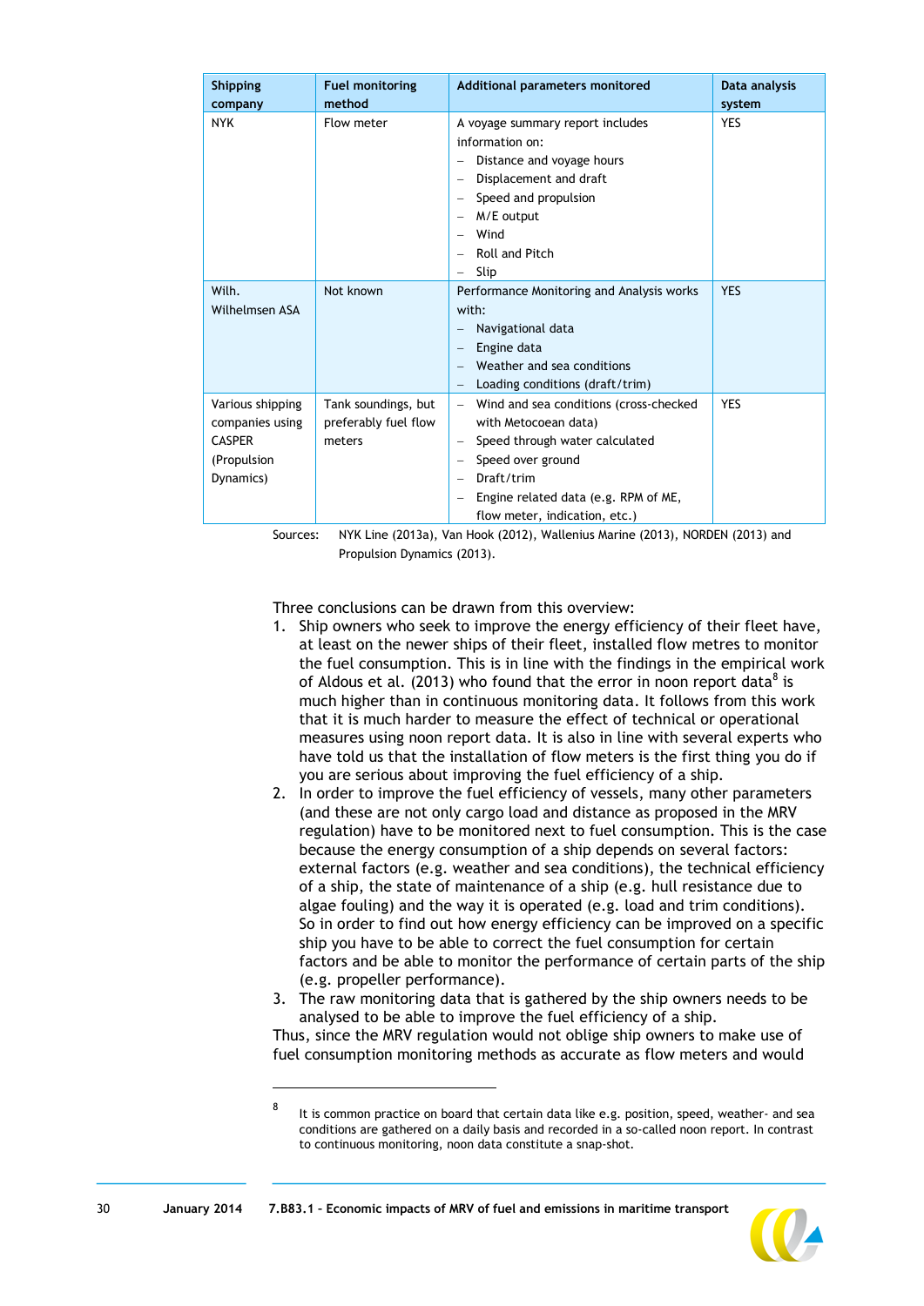| Shipping company | Fuel monitoring method | Additional parameters monitored | Data analysis system |
|---|---|---|---|
| NYK | Flow meter | A voyage summary report includes information on:<br>– Distance and voyage hours<br>– Displacement and draft<br>– Speed and propulsion<br>– M/E output<br>– Wind<br>– Roll and Pitch<br>– Slip | YES |
| Wilh. Wilhelmsen ASA | Not known | Performance Monitoring and Analysis works with:<br>– Navigational data<br>– Engine data<br>– Weather and sea conditions<br>– Loading conditions (draft/trim) | YES |
| Various shipping companies using CASPER (Propulsion Dynamics) | Tank soundings, but preferably fuel flow meters | – Wind and sea conditions (cross-checked with Metoceoan data)<br>– Speed through water calculated<br>– Speed over ground<br>– Draft/trim<br>– Engine related data (e.g. RPM of ME, flow meter, indication, etc.) | YES |

Sources: NYK Line (2013a), Van Hook (2012), Wallenius Marine (2013), NORDEN (2013) and Propulsion Dynamics (2013).

Three conclusions can be drawn from this overview:

1. Ship owners who seek to improve the energy efficiency of their fleet have, at least on the newer ships of their fleet, installed flow metres to monitor the fuel consumption. This is in line with the empirical work of Aldous et al. (2013) who found that the error in noon report data[8] is much higher than in continuous monitoring data. It follows from this work that it is much harder to measure the effect of technical or operational measures using noon report data. It is also in line with several experts who have told us that the installation of flow meters is the first thing you do if you are serious about improving the fuel efficiency of a ship.
2. In order to improve the fuel efficiency of vessels, many other parameters (and these are not only cargo load and distance as proposed in the MRV regulation) have to be monitored next to fuel consumption. This is the case because the energy consumption of a ship depends on several factors: external factors (e.g. weather and sea conditions), the technical efficiency of a ship, the state of maintenance of a ship (e.g. hull resistance due to algae fouling) and the way it is operated (e.g. load and trim conditions). So in order to find out how energy efficiency can be improved on a specific ship you have to be able to correct the fuel consumption for certain factors and be able to monitor the performance of certain parts of the ship (e.g. propeller performance).
3. The raw monitoring data that is gathered by the ship owners needs to be analysed to be able to improve the fuel efficiency of a ship.

Thus, since the MRV regulation would not oblige ship owners to make use of fuel consumption monitoring methods as accurate as flow meters and would

[8] It is common practice on board that certain data like e.g. position, speed, weather- and sea conditions are gathered on a daily basis and recorded in a so-called noon report. In contrast to continuous monitoring, noon data constitute a snap-shot.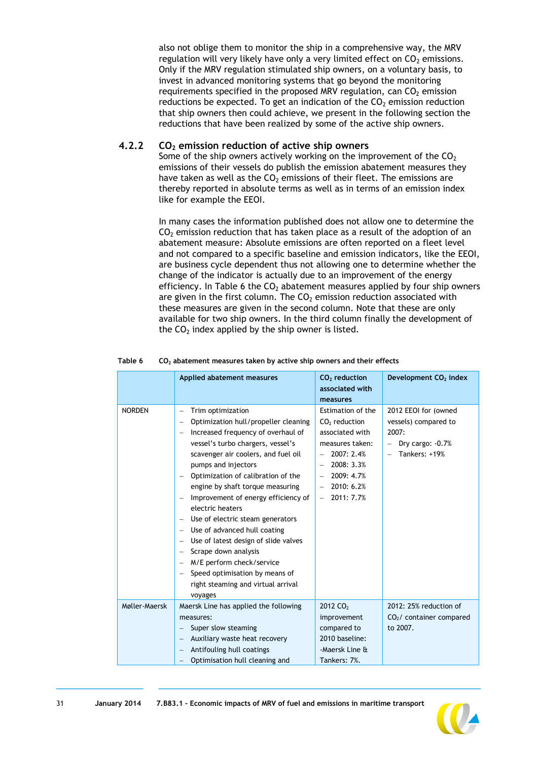also not oblige them to monitor the ship in a comprehensive way, the MRV regulation will very likely have only a very limited effect on $CO_2$ emissions. Only if the MRV regulation stimulated ship owners, on a voluntary basis, to invest in advanced monitoring systems that go beyond the monitoring requirements specified in the proposed MRV regulation, can $CO_2$ emission reductions be expected. To get an indication of the $CO_2$ emission reduction that ship owners then could achieve, we present in the following section the reductions that have been realized by some of the active ship owners.

### 4.2.2 $CO_2$ emission reduction of active ship owners

Some of the ship owners actively working on the improvement of the $CO_2$ emissions of their vessels do publish the emission abatement measures they have taken as well as the $CO_2$ emissions of their fleet. The emissions are thereby reported in absolute terms as well as in terms of an emission index like for example the EEOI.

In many cases the information published does not allow one to determine the $CO_2$ emission reduction that has taken place as a result of the adoption of an abatement measure: Absolute emissions are often reported on a fleet level and not compared to a specific baseline and emission indicators, like the EEOI, are business cycle dependent thus not allowing one to determine whether the change of the indicator is actually due to an improvement of the energy efficiency. In Table 6 the $CO_2$ abatement measures applied by four ship owners are given in the first column. The $CO_2$ emission reduction associated with these measures are given in the second column. Note that these are only available for two ship owners. In the third column finally the development of the $CO_2$ index applied by the ship owner is listed.

**Table 6** $CO_2$ abatement measures taken by active ship owners and their effects

| | Applied abatement measures | $CO_2$ reduction associated with measures | Development $CO_2$ index |
|---|---|---|---|
| NORDEN | – Trim optimization<br>– Optimization hull/propeller cleaning<br>– Increased frequency of overhaul of vessel's turbo chargers, vessel's scavenger air coolers, and fuel oil pumps and injectors<br>– Optimization of calibration of the engine by shaft torque measuring<br>– Improvement of energy efficiency of electric heaters<br>– Use of electric steam generators<br>– Use of advanced hull coating<br>– Use of latest design of slide valves<br>– Scrape down analysis<br>– M/E perform check/service<br>– Speed optimisation by means of right steaming and virtual arrival voyages | Estimation of the $CO_2$ reduction associated with measures taken:<br>– 2007: 2.4%<br>– 2008: 3.3%<br>– 2009: 4.7%<br>– 2010: 6.2%<br>– 2011: 7.7% | 2012 EEOI for (owned vessels) compared to 2007:<br>– Dry cargo: -0.7%<br>– Tankers: +19% |
| Møller-Maersk | Maersk Line has applied the following measures:<br>– Super slow steaming<br>– Auxiliary waste heat recovery<br>– Antifouling hull coatings<br>– Optimisation hull cleaning and | 2012 $CO_2$ improvement compared to 2010 baseline:<br>-Maersk Line & Tankers: 7%. | 2012: 25% reduction of $CO_2$/ container compared to 2007. |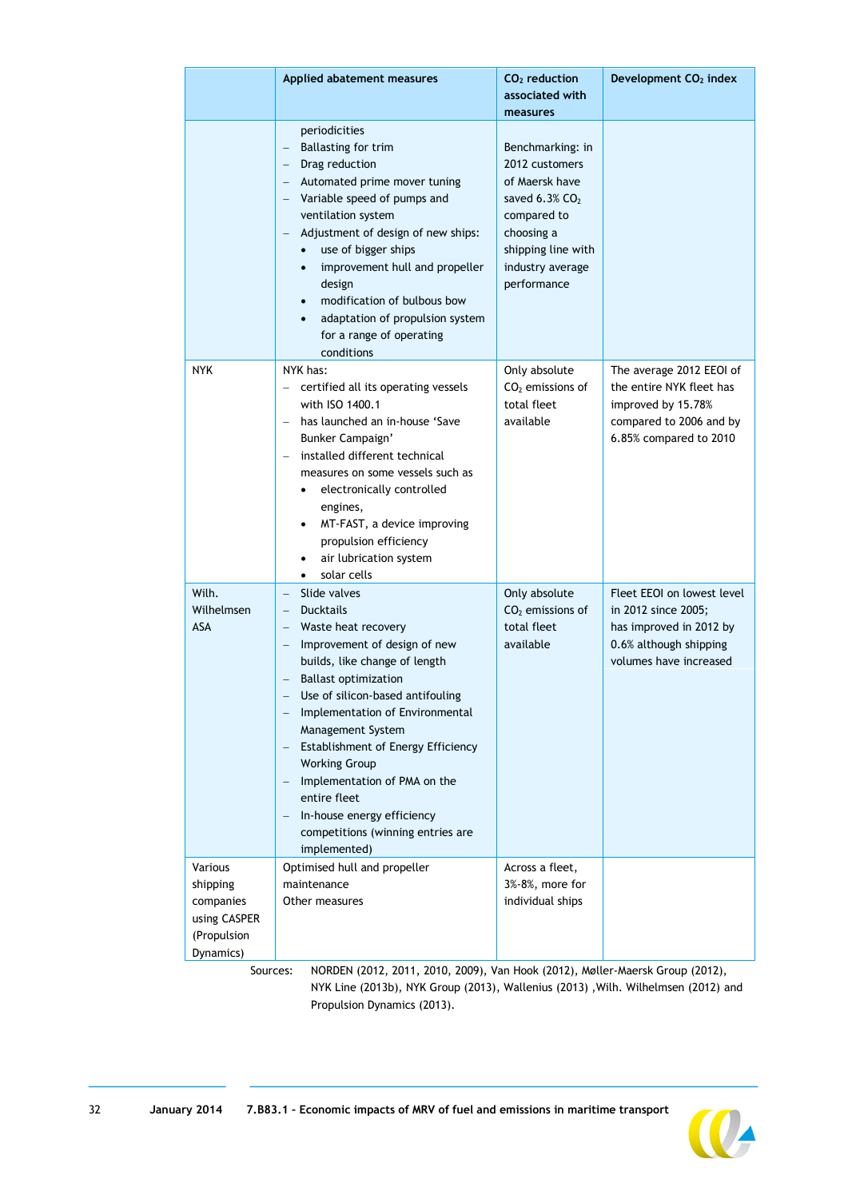| | Applied abatement measures | $CO_2$ reduction associated with measures | Development $CO_2$ index |
|---|---|---|---|
| | periodicities<br>– Ballasting for trim<br>– Drag reduction<br>– Automated prime mover tuning<br>– Variable speed of pumps and ventilation system<br>– Adjustment of design of new ships:<br>• use of bigger ships<br>• improvement hull and propeller design<br>• modification of bulbous bow<br>• adaptation of propulsion system for a range of operating conditions | Benchmarking: in 2012 customers of Maersk have saved 6.3% $CO_2$ compared to choosing a shipping line with industry average performance | |
| NYK | NYK has:<br>– certified all its operating vessels with ISO 1400.1<br>– has launched an in-house 'Save Bunker Campaign'<br>– installed different technical measures on some vessels such as<br>• electronically controlled engines,<br>• MT-FAST, a device improving propulsion efficiency<br>• air lubrication system<br>• solar cells | Only absolute $CO_2$ emissions of total fleet available | The average 2012 EEOI of the entire NYK fleet has improved by 15.78% compared to 2006 and by 6.85% compared to 2010 |
| Wilh. Wilhelmsen ASA | – Slide valves<br>– Ducktails<br>– Waste heat recovery<br>– Improvement of design of new builds, like change of length<br>– Ballast optimization<br>– Use of silicon-based antifouling<br>– Implementation of Environmental Management System<br>– Establishment of Energy Efficiency Working Group<br>– Implementation of PMA on the entire fleet<br>– In-house energy efficiency competitions (winning entries are implemented) | Only absolute $CO_2$ emissions of total fleet available | Fleet EEOI on lowest level in 2012 since 2005;<br>has improved in 2012 by 0.6% although shipping volumes have increased |
| Various shipping companies using CASPER (Propulsion Dynamics) | Optimised hull and propeller maintenance<br>Other measures | Across a fleet, 3%-8%, more for individual ships | |

Sources: NORDEN (2012, 2011, 2010, 2009), Van Hook (2012), Møller-Maersk Group (2012), NYK Line (2013b), NYK Group (2013), Wallenius (2013) ,Wilh. Wilhelmsen (2012) and Propulsion Dynamics (2013).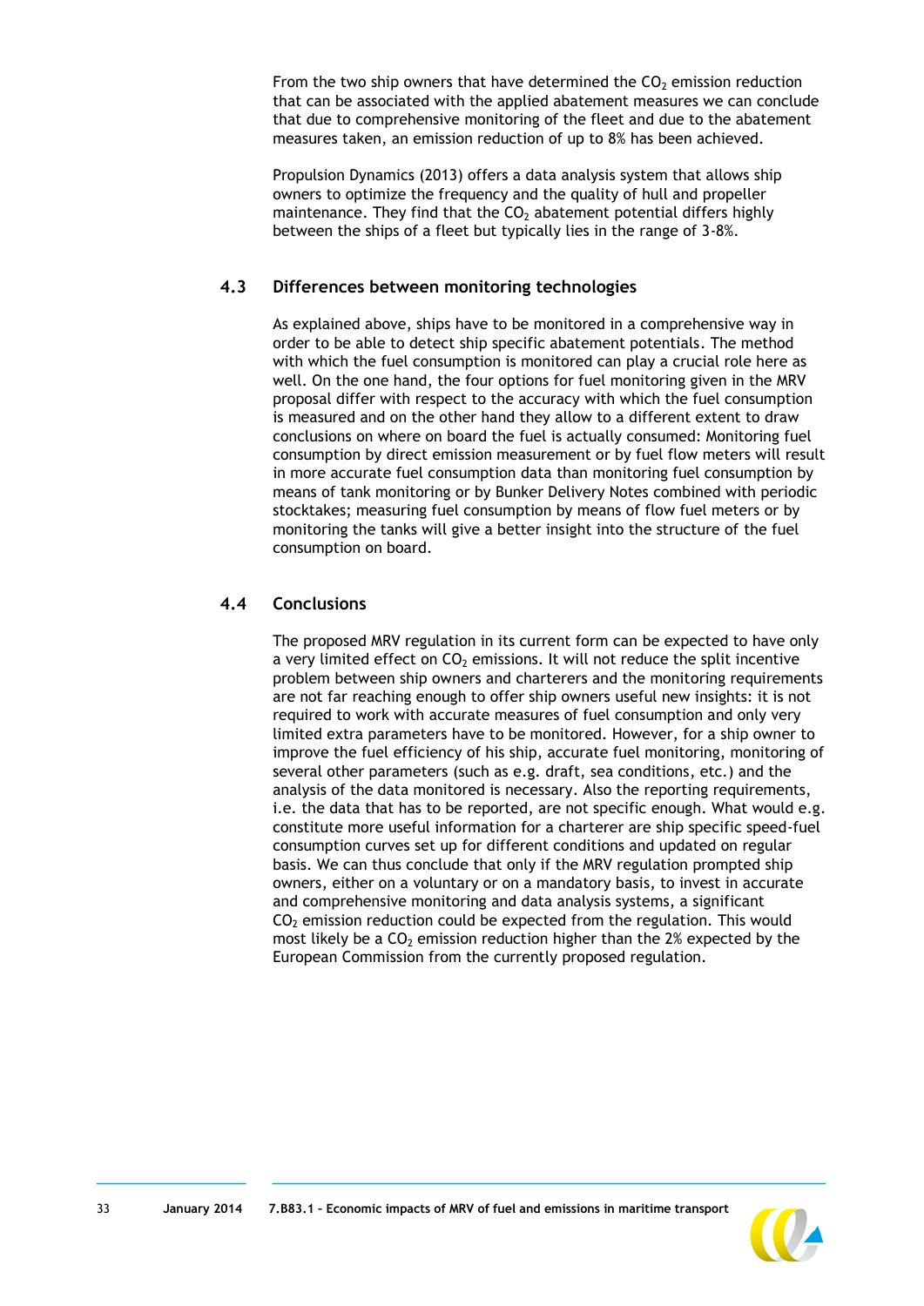From the two ship owners that have determined the $CO_2$ emission reduction that can be associated with the applied abatement measures we can conclude that due to comprehensive monitoring of the fleet and due to the abatement measures taken, an emission reduction of up to 8% has been achieved.

Propulsion Dynamics (2013) offers a data analysis system that allows ship owners to optimize the frequency and the quality of hull and propeller maintenance. They find that the $CO_2$ abatement potential differs highly between the ships of a fleet but typically lies in the range of 3-8%.

### 4.3 Differences between monitoring technologies

As explained above, ships have to be monitored in a comprehensive way in order to be able to detect ship specific abatement potentials. The method with which the fuel consumption is monitored can play a crucial role here as well. On the one hand, the four options for fuel monitoring given in the MRV proposal differ with respect to the accuracy with which the fuel consumption is measured and on the other hand they allow to a different extent to draw conclusions on where on board the fuel is actually consumed: Monitoring fuel consumption by direct emission measurement or by fuel flow meters will result in more accurate fuel consumption data than monitoring fuel consumption by means of tank monitoring or by Bunker Delivery Notes combined with periodic stocktakes; measuring fuel consumption by means of flow fuel meters or by monitoring the tanks will give a better insight into the structure of the fuel consumption on board.

### 4.4 Conclusions

The proposed MRV regulation in its current form can be expected to have only a very limited effect on $CO_2$ emissions. It will not reduce the split incentive problem between ship owners and charterers and the monitoring requirements are not far reaching enough to offer ship owners useful new insights: it is not required to work with accurate measures of fuel consumption and only very limited extra parameters have to be monitored. However, for a ship owner to improve the fuel efficiency of his ship, accurate fuel monitoring, monitoring of several other parameters (such as e.g. draft, sea conditions, etc.) and the analysis of the data monitored is necessary. Also the reporting requirements, i.e. the data that has to be reported, are not specific enough. What would e.g. constitute more useful information for a charterer are ship specific speed-fuel consumption curves set up for different conditions and updated on regular basis. We can thus conclude that only if the MRV regulation prompted ship owners, either on a voluntary or on a mandatory basis, to invest in accurate and comprehensive monitoring and data analysis systems, a significant $CO_2$ emission reduction could be expected from the regulation. This would most likely be a $CO_2$ emission reduction higher than the 2% expected by the European Commission from the currently proposed regulation.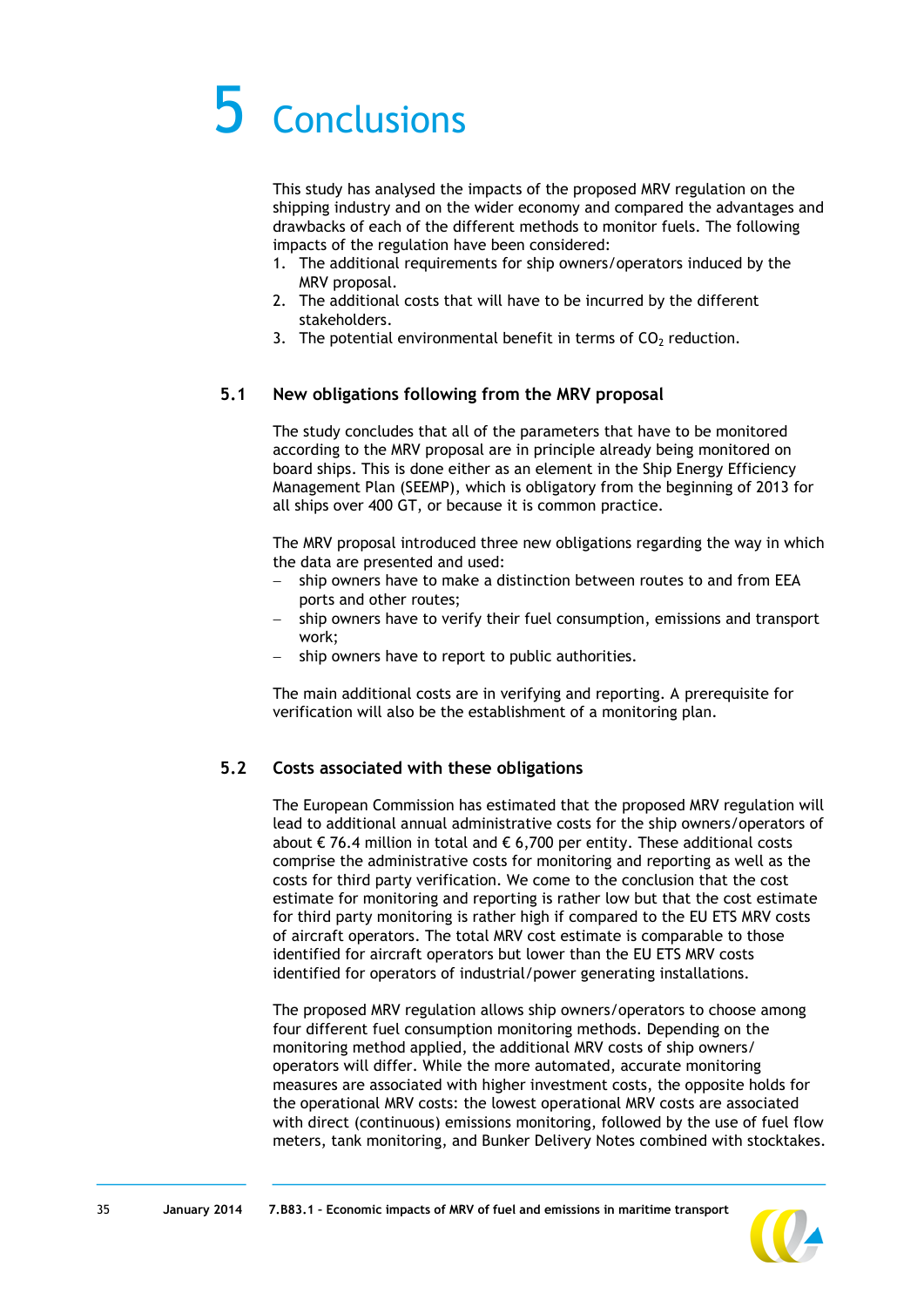# 5 Conclusions

This study has analysed the impacts of the proposed MRV regulation on the shipping industry and on the wider economy and compared the advantages and drawbacks of each of the different methods to monitor fuels. The following impacts of the regulation have been considered:

1. The additional requirements for ship owners/operators induced by the MRV proposal.
2. The additional costs that will have to be incurred by the different stakeholders.
3. The potential environmental benefit in terms of $CO_2$ reduction.

## 5.1 New obligations following from the MRV proposal

The study concludes that all of the parameters that have to be monitored according to the MRV proposal are in principle already being monitored on board ships. This is done either as an element in the Ship Energy Efficiency Management Plan (SEEMP), which is obligatory from the beginning of 2013 for all ships over 400 GT, or because it is common practice.

The MRV proposal introduced three new obligations regarding the way in which the data are presented and used:

- ship owners have to make a distinction between routes to and from EEA ports and other routes;
- ship owners have to verify their fuel consumption, emissions and transport work;
- ship owners have to report to public authorities.

The main additional costs are in verifying and reporting. A prerequisite for verification will also be the establishment of a monitoring plan.

## 5.2 Costs associated with these obligations

The European Commission has estimated that the proposed MRV regulation will lead to additional annual administrative costs for the ship owners/operators of about € 76.4 million in total and € 6,700 per entity. These additional costs comprise the administrative costs for monitoring and reporting as well as the costs for third party verification. We come to the conclusion that the cost estimate for monitoring and reporting is rather low but that the cost estimate for third party monitoring is rather high if compared to the EU ETS MRV costs of aircraft operators. The total MRV cost estimate is comparable to those identified for aircraft operators but lower than the EU ETS MRV costs identified for operators of industrial/power generating installations.

The proposed MRV regulation allows ship owners/operators to choose among four different fuel consumption monitoring methods. Depending on the monitoring method applied, the additional MRV costs of ship owners/operators will differ. While the more automated, accurate monitoring measures are associated with higher investment costs, the opposite holds for the operational MRV costs: the lowest operational MRV costs are associated with direct (continuous) emissions monitoring, followed by the use of fuel flow meters, tank monitoring, and Bunker Delivery Notes combined with stocktakes.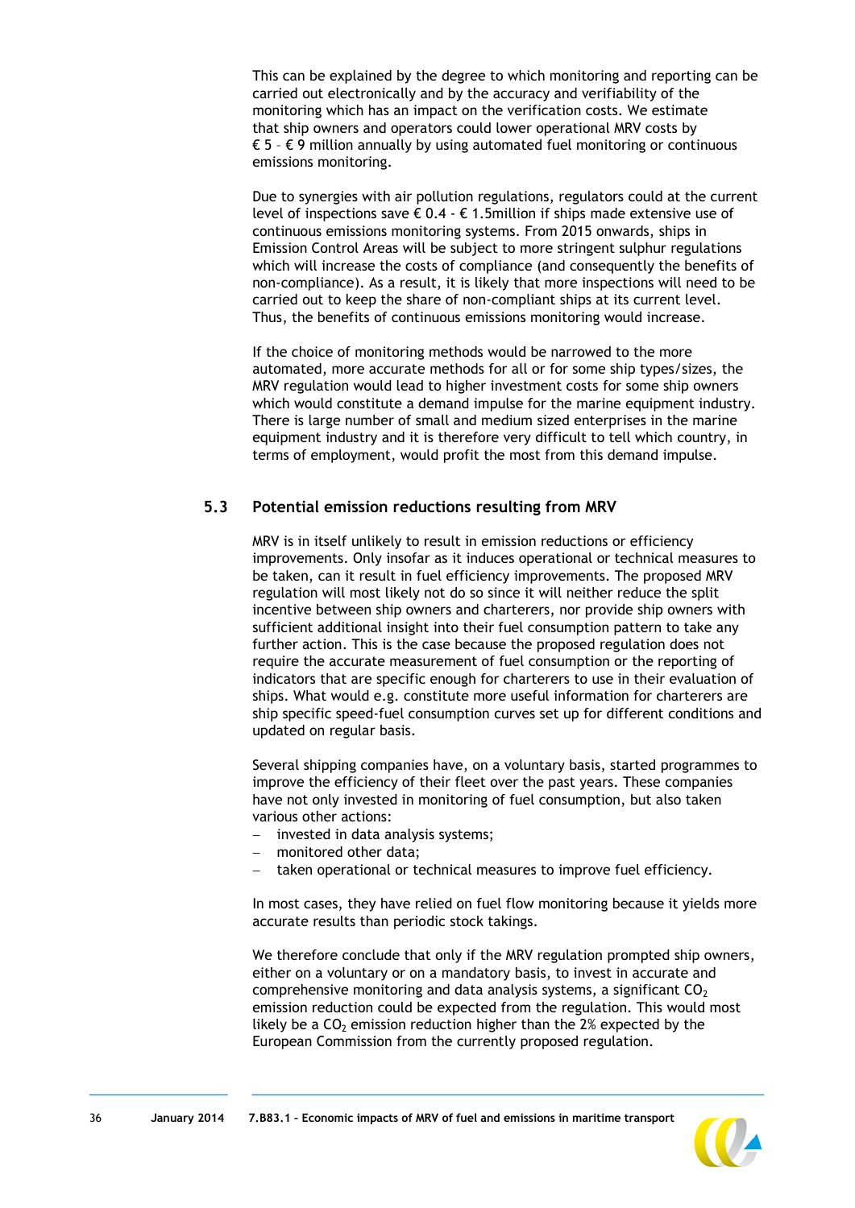This can be explained by the degree to which monitoring and reporting can be carried out electronically and by the accuracy and verifiability of the monitoring which has an impact on the verification costs. We estimate that ship owners and operators could lower operational MRV costs by € 5 – € 9 million annually by using automated fuel monitoring or continuous emissions monitoring.

Due to synergies with air pollution regulations, regulators could at the current level of inspections save € 0.4 - € 1.5million if ships made extensive use of continuous emissions monitoring systems. From 2015 onwards, ships in Emission Control Areas will be subject to more stringent sulphur regulations which will increase the costs of compliance (and consequently the benefits of non-compliance). As a result, it is likely that more inspections will need to be carried out to keep the share of non-compliant ships at its current level. Thus, the benefits of continuous emissions monitoring would increase.

If the choice of monitoring methods would be narrowed to the more automated, more accurate methods for all or for some ship types/sizes, the MRV regulation would lead to higher investment costs for some ship owners which would constitute a demand impulse for the marine equipment industry. There is large number of small and medium sized enterprises in the marine equipment industry and it is therefore very difficult to tell which country, in terms of employment, would profit the most from this demand impulse.

## 5.3 Potential emission reductions resulting from MRV

MRV is in itself unlikely to result in emission reductions or efficiency improvements. Only insofar as it induces operational or technical measures to be taken, can it result in fuel efficiency improvements. The proposed MRV regulation will most likely not do so since it will neither reduce the split incentive between ship owners and charterers, nor provide ship owners with sufficient additional insight into their fuel consumption pattern to take any further action. This is the case because the proposed regulation does not require the accurate measurement of fuel consumption or the reporting of indicators that are specific enough for charterers to use in their evaluation of ships. What would e.g. constitute more useful information for charterers are ship specific speed-fuel consumption curves set up for different conditions and updated on regular basis.

Several shipping companies have, on a voluntary basis, started programmes to improve the efficiency of their fleet over the past years. These companies have not only invested in monitoring of fuel consumption, but also taken various other actions:

- invested in data analysis systems;
- monitored other data;
- taken operational or technical measures to improve fuel efficiency.

In most cases, they have relied on fuel flow monitoring because it yields more accurate results than periodic stock takings.

We therefore conclude that only if the MRV regulation prompted ship owners, either on a voluntary or on a mandatory basis, to invest in accurate and comprehensive monitoring and data analysis systems, a significant $CO_2$ emission reduction could be expected from the regulation. This would most likely be a $CO_2$ emission reduction higher than the 2% expected by the European Commission from the currently proposed regulation.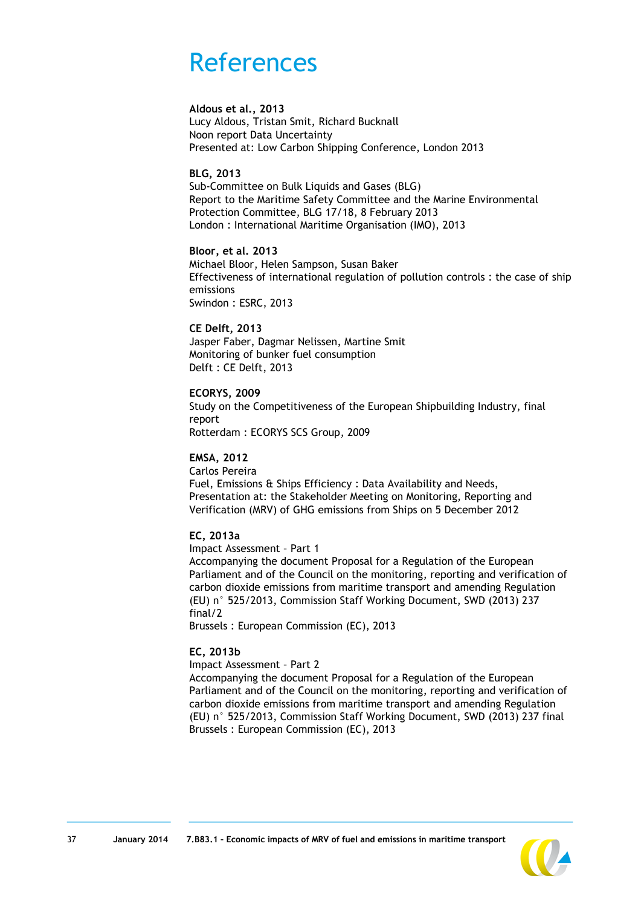# References

**Aldous et al., 2013**
Lucy Aldous, Tristan Smit, Richard Bucknall
Noon report Data Uncertainty
Presented at: Low Carbon Shipping Conference, London 2013

**BLG, 2013**
Sub-Committee on Bulk Liquids and Gases (BLG)
Report to the Maritime Safety Committee and the Marine Environmental Protection Committee, BLG 17/18, 8 February 2013
London : International Maritime Organisation (IMO), 2013

**Bloor, et al. 2013**
Michael Bloor, Helen Sampson, Susan Baker
Effectiveness of international regulation of pollution controls : the case of ship emissions
Swindon : ESRC, 2013

**CE Delft, 2013**
Jasper Faber, Dagmar Nelissen, Martine Smit
Monitoring of bunker fuel consumption
Delft : CE Delft, 2013

**ECORYS, 2009**
Study on the Competitiveness of the European Shipbuilding Industry, final report
Rotterdam : ECORYS SCS Group, 2009

**EMSA, 2012**
Carlos Pereira
Fuel, Emissions & Ships Efficiency : Data Availability and Needs,
Presentation at: the Stakeholder Meeting on Monitoring, Reporting and Verification (MRV) of GHG emissions from Ships on 5 December 2012

**EC, 2013a**
Impact Assessment – Part 1
Accompanying the document Proposal for a Regulation of the European Parliament and of the Council on the monitoring, reporting and verification of carbon dioxide emissions from maritime transport and amending Regulation (EU) n° 525/2013, Commission Staff Working Document, SWD (2013) 237 final/2
Brussels : European Commission (EC), 2013

**EC, 2013b**
Impact Assessment – Part 2
Accompanying the document Proposal for a Regulation of the European Parliament and of the Council on the monitoring, reporting and verification of carbon dioxide emissions from maritime transport and amending Regulation (EU) n° 525/2013, Commission Staff Working Document, SWD (2013) 237 final
Brussels : European Commission (EC), 2013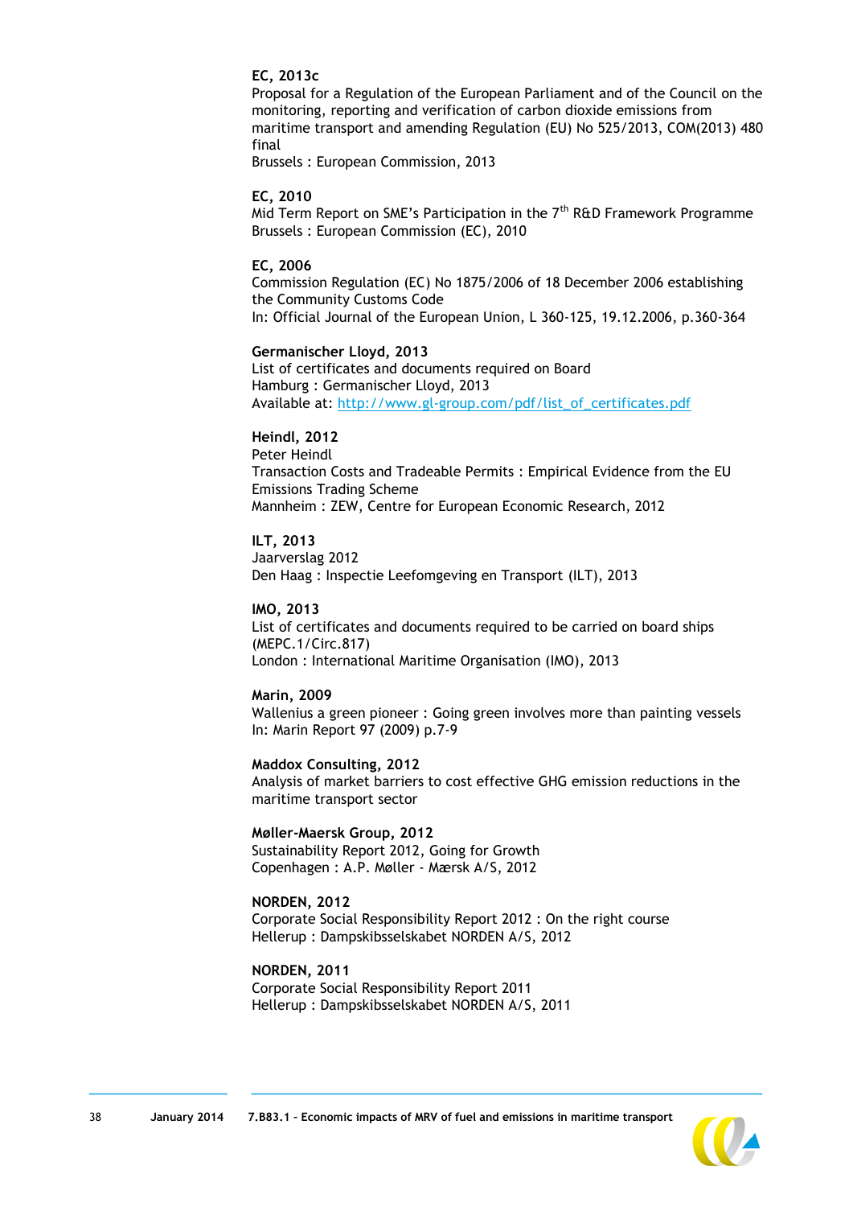**EC, 2013c**
Proposal for a Regulation of the European Parliament and of the Council on the monitoring, reporting and verification of carbon dioxide emissions from maritime transport and amending Regulation (EU) No 525/2013, COM(2013) 480 final
Brussels : European Commission, 2013

**EC, 2010**
Mid Term Report on SME's Participation in the 7th R&D Framework Programme
Brussels : European Commission (EC), 2010

**EC, 2006**
Commission Regulation (EC) No 1875/2006 of 18 December 2006 establishing the Community Customs Code
In: Official Journal of the European Union, L 360-125, 19.12.2006, p.360-364

**Germanischer Lloyd, 2013**
List of certificates and documents required on Board
Hamburg : Germanischer Lloyd, 2013
Available at: http://www.gl-group.com/pdf/list_of_certificates.pdf

**Heindl, 2012**
Peter Heindl
Transaction Costs and Tradeable Permits : Empirical Evidence from the EU Emissions Trading Scheme
Mannheim : ZEW, Centre for European Economic Research, 2012

**ILT, 2013**
Jaarverslag 2012
Den Haag : Inspectie Leefomgeving en Transport (ILT), 2013

**IMO, 2013**
List of certificates and documents required to be carried on board ships (MEPC.1/Circ.817)
London : International Maritime Organisation (IMO), 2013

**Marin, 2009**
Wallenius a green pioneer : Going green involves more than painting vessels
In: Marin Report 97 (2009) p.7-9

**Maddox Consulting, 2012**
Analysis of market barriers to cost effective GHG emission reductions in the maritime transport sector

**Møller-Maersk Group, 2012**
Sustainability Report 2012, Going for Growth
Copenhagen : A.P. Møller - Mærsk A/S, 2012

**NORDEN, 2012**
Corporate Social Responsibility Report 2012 : On the right course
Hellerup : Dampskibsselskabet NORDEN A/S, 2012

**NORDEN, 2011**
Corporate Social Responsibility Report 2011
Hellerup : Dampskibsselskabet NORDEN A/S, 2011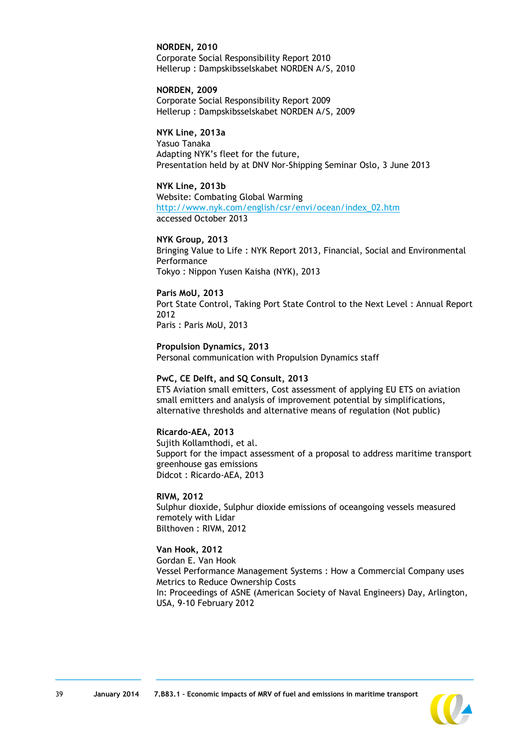**NORDEN, 2010**
Corporate Social Responsibility Report 2010
Hellerup : Dampskibsselskabet NORDEN A/S, 2010

**NORDEN, 2009**
Corporate Social Responsibility Report 2009
Hellerup : Dampskibsselskabet NORDEN A/S, 2009

**NYK Line, 2013a**
Yasuo Tanaka
Adapting NYK's fleet for the future,
Presentation held by at DNV Nor-Shipping Seminar Oslo, 3 June 2013

**NYK Line, 2013b**
Website: Combating Global Warming
http://www.nyk.com/english/csr/envi/ocean/index_02.htm
accessed October 2013

**NYK Group, 2013**
Bringing Value to Life : NYK Report 2013, Financial, Social and Environmental Performance
Tokyo : Nippon Yusen Kaisha (NYK), 2013

**Paris MoU, 2013**
Port State Control, Taking Port State Control to the Next Level : Annual Report 2012
Paris : Paris MoU, 2013

**Propulsion Dynamics, 2013**
Personal communication with Propulsion Dynamics staff

**PwC, CE Delft, and SQ Consult, 2013**
ETS Aviation small emitters, Cost assessment of applying EU ETS on aviation small emitters and analysis of improvement potential by simplifications, alternative thresholds and alternative means of regulation (Not public)

**Ricardo-AEA, 2013**
Sujith Kollamthodi, et al.
Support for the impact assessment of a proposal to address maritime transport greenhouse gas emissions
Didcot : Ricardo-AEA, 2013

**RIVM, 2012**
Sulphur dioxide, Sulphur dioxide emissions of oceangoing vessels measured remotely with Lidar
Bilthoven : RIVM, 2012

**Van Hook, 2012**
Gordan E. Van Hook
Vessel Performance Management Systems : How a Commercial Company uses Metrics to Reduce Ownership Costs
In: Proceedings of ASNE (American Society of Naval Engineers) Day, Arlington, USA, 9-10 February 2012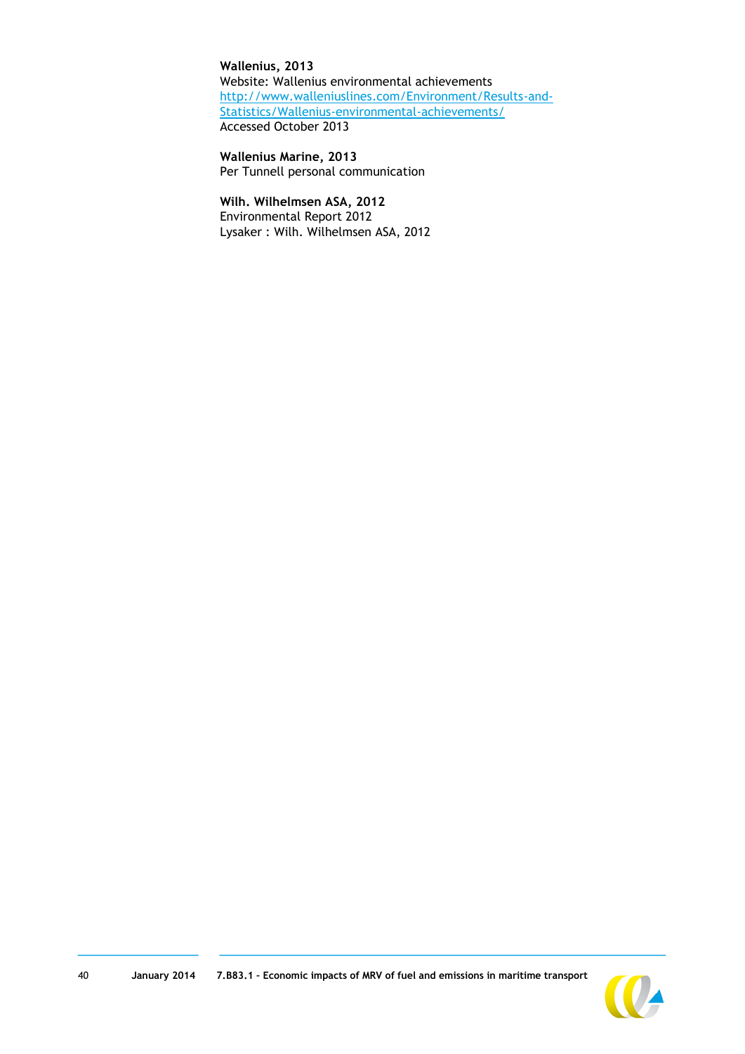**Wallenius, 2013**
Website: Wallenius environmental achievements
http://www.walleniuslines.com/Environment/Results-and-Statistics/Wallenius-environmental-achievements/
Accessed October 2013

**Wallenius Marine, 2013**
Per Tunnell personal communication

**Wilh. Wilhelmsen ASA, 2012**
Environmental Report 2012
Lysaker : Wilh. Wilhelmsen ASA, 2012